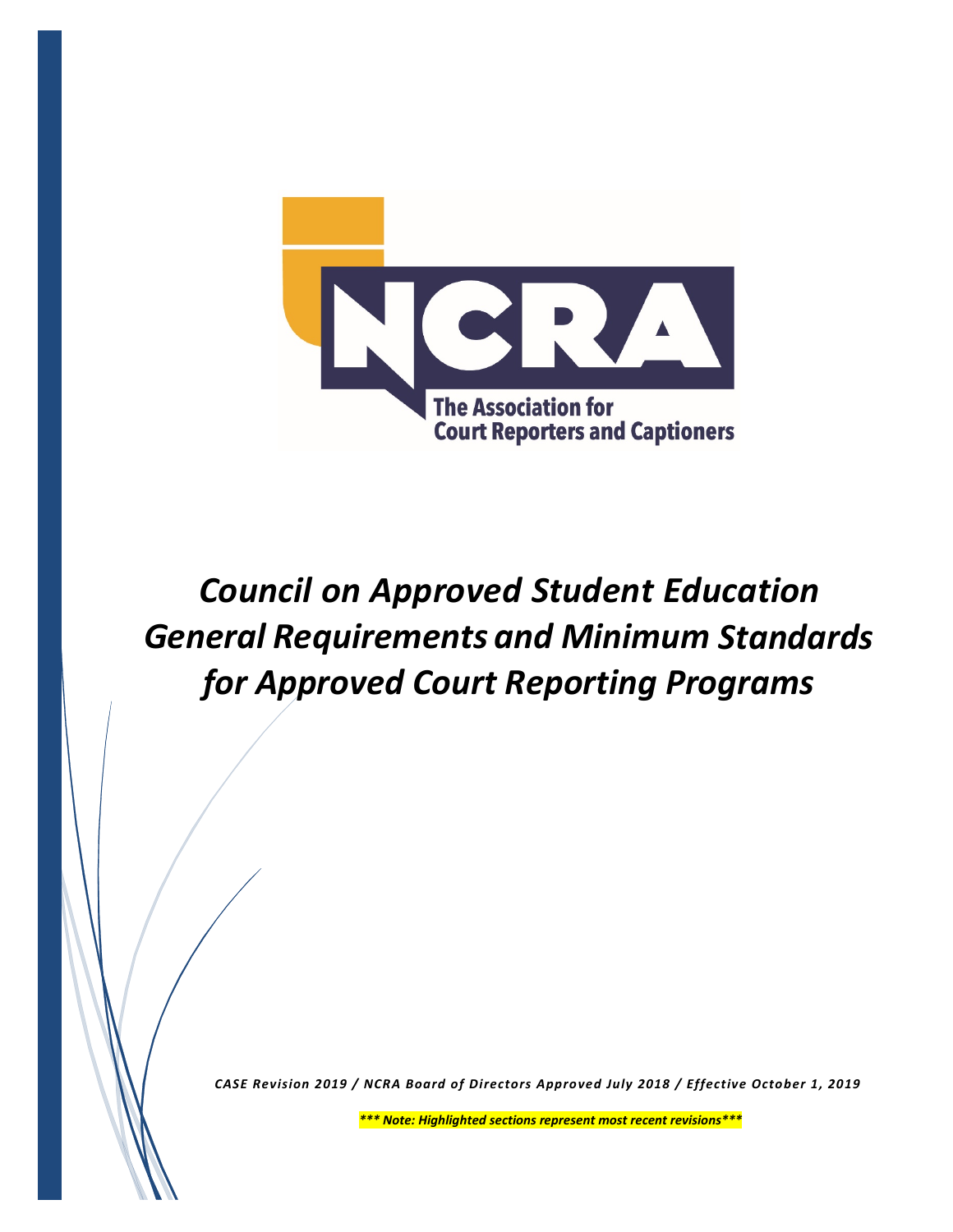NCRA

The Association for Court Reporters and Captioners

# *Council on Approved Student Education General Requirements and Minimum Standards for Approved Court Reporting Programs*

*CASE Revision 2019 / NCRA Board of Directors Approved July 2018 / Effective October 1, 2019*

****** Note: Highlighted sections represent most recent revisions******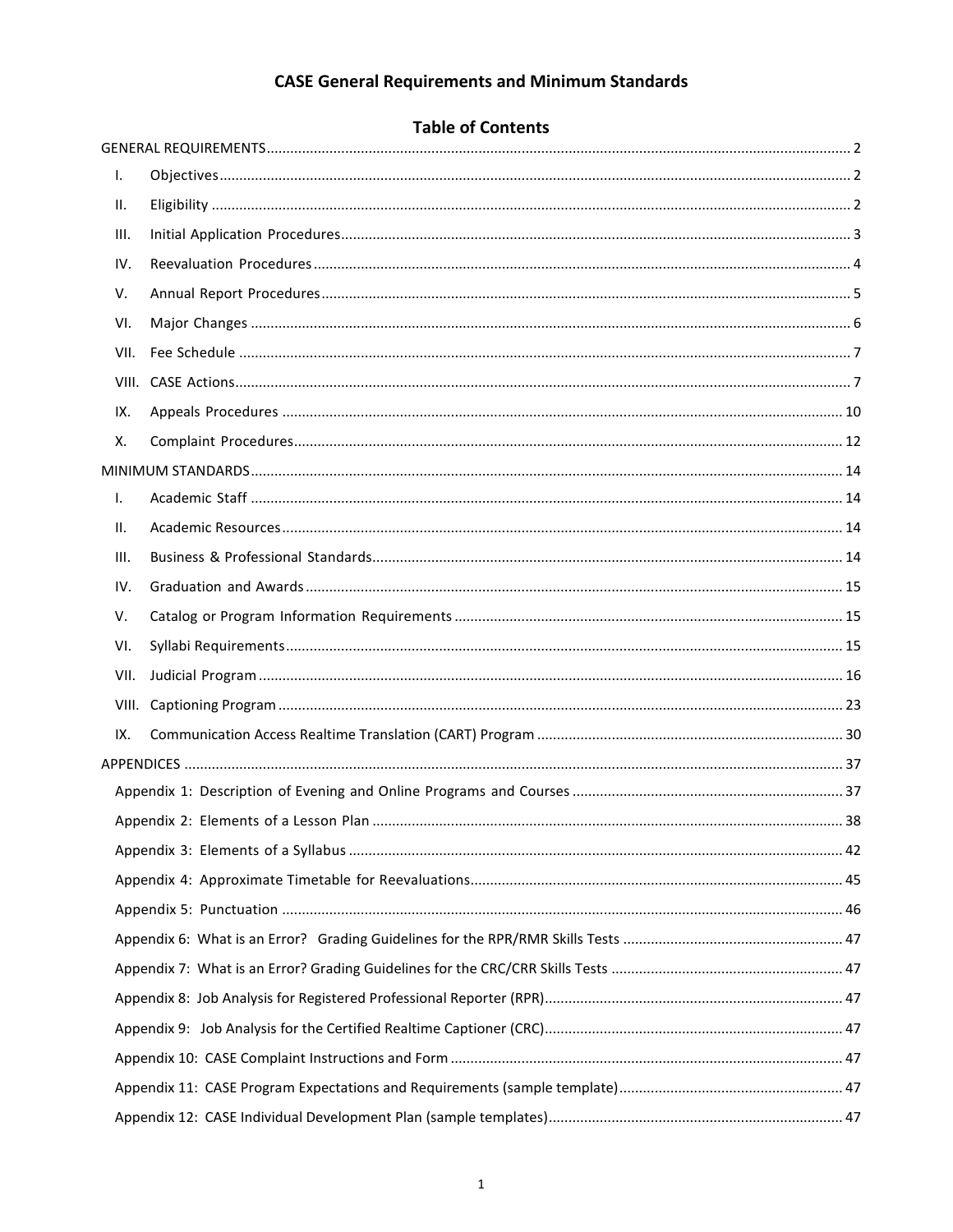# CASE General Requirements and Minimum Standards

## Table of Contents

GENERAL REQUIREMENTS ........ 2

- I. Objectives ........ 2
- II. Eligibility ........ 2
- III. Initial Application Procedures ........ 3
- IV. Reevaluation Procedures ........ 4
- V. Annual Report Procedures ........ 5
- VI. Major Changes ........ 6
- VII. Fee Schedule ........ 7
- VIII. CASE Actions ........ 7
- IX. Appeals Procedures ........ 10
- X. Complaint Procedures ........ 12

MINIMUM STANDARDS ........ 14

- I. Academic Staff ........ 14
- II. Academic Resources ........ 14
- III. Business & Professional Standards ........ 14
- IV. Graduation and Awards ........ 15
- V. Catalog or Program Information Requirements ........ 15
- VI. Syllabi Requirements ........ 15
- VII. Judicial Program ........ 16
- VIII. Captioning Program ........ 23
- IX. Communication Access Realtime Translation (CART) Program ........ 30

APPENDICES ........ 37

- Appendix 1: Description of Evening and Online Programs and Courses ........ 37
- Appendix 2: Elements of a Lesson Plan ........ 38
- Appendix 3: Elements of a Syllabus ........ 42
- Appendix 4: Approximate Timetable for Reevaluations ........ 45
- Appendix 5: Punctuation ........ 46
- Appendix 6: What is an Error? Grading Guidelines for the RPR/RMR Skills Tests ........ 47
- Appendix 7: What is an Error? Grading Guidelines for the CRC/CRR Skills Tests ........ 47
- Appendix 8: Job Analysis for Registered Professional Reporter (RPR) ........ 47
- Appendix 9: Job Analysis for the Certified Realtime Captioner (CRC) ........ 47
- Appendix 10: CASE Complaint Instructions and Form ........ 47
- Appendix 11: CASE Program Expectations and Requirements (sample template) ........ 47
- Appendix 12: CASE Individual Development Plan (sample templates) ........ 47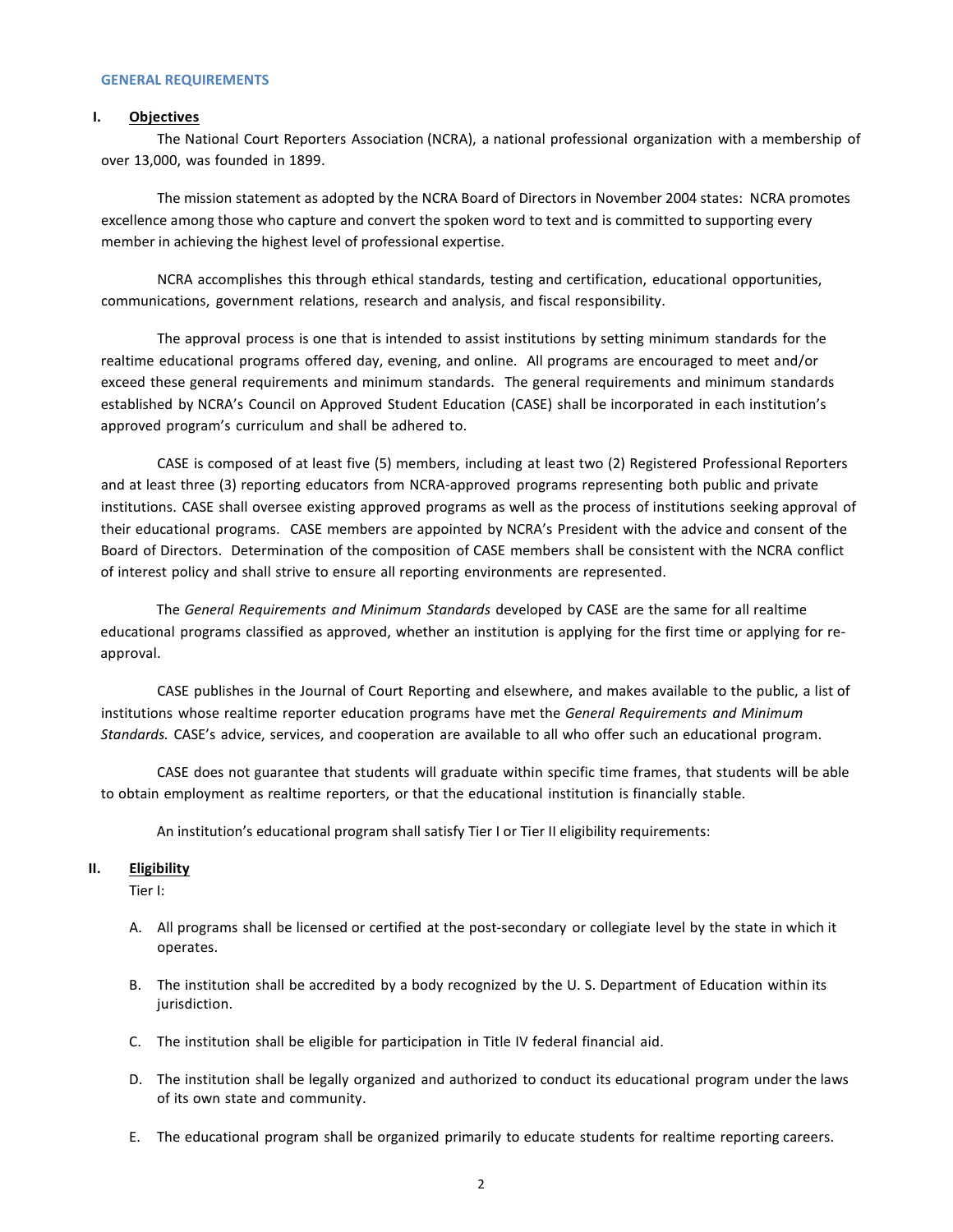## GENERAL REQUIREMENTS

### I. Objectives

The National Court Reporters Association (NCRA), a national professional organization with a membership of over 13,000, was founded in 1899.

The mission statement as adopted by the NCRA Board of Directors in November 2004 states: NCRA promotes excellence among those who capture and convert the spoken word to text and is committed to supporting every member in achieving the highest level of professional expertise.

NCRA accomplishes this through ethical standards, testing and certification, educational opportunities, communications, government relations, research and analysis, and fiscal responsibility.

The approval process is one that is intended to assist institutions by setting minimum standards for the realtime educational programs offered day, evening, and online. All programs are encouraged to meet and/or exceed these general requirements and minimum standards. The general requirements and minimum standards established by NCRA's Council on Approved Student Education (CASE) shall be incorporated in each institution's approved program's curriculum and shall be adhered to.

CASE is composed of at least five (5) members, including at least two (2) Registered Professional Reporters and at least three (3) reporting educators from NCRA-approved programs representing both public and private institutions. CASE shall oversee existing approved programs as well as the process of institutions seeking approval of their educational programs. CASE members are appointed by NCRA's President with the advice and consent of the Board of Directors. Determination of the composition of CASE members shall be consistent with the NCRA conflict of interest policy and shall strive to ensure all reporting environments are represented.

The *General Requirements and Minimum Standards* developed by CASE are the same for all realtime educational programs classified as approved, whether an institution is applying for the first time or applying for re-approval.

CASE publishes in the Journal of Court Reporting and elsewhere, and makes available to the public, a list of institutions whose realtime reporter education programs have met the *General Requirements and Minimum Standards.* CASE's advice, services, and cooperation are available to all who offer such an educational program.

CASE does not guarantee that students will graduate within specific time frames, that students will be able to obtain employment as realtime reporters, or that the educational institution is financially stable.

An institution's educational program shall satisfy Tier I or Tier II eligibility requirements:

### II. Eligibility

Tier I:

A. All programs shall be licensed or certified at the post-secondary or collegiate level by the state in which it operates.

B. The institution shall be accredited by a body recognized by the U. S. Department of Education within its jurisdiction.

C. The institution shall be eligible for participation in Title IV federal financial aid.

D. The institution shall be legally organized and authorized to conduct its educational program under the laws of its own state and community.

E. The educational program shall be organized primarily to educate students for realtime reporting careers.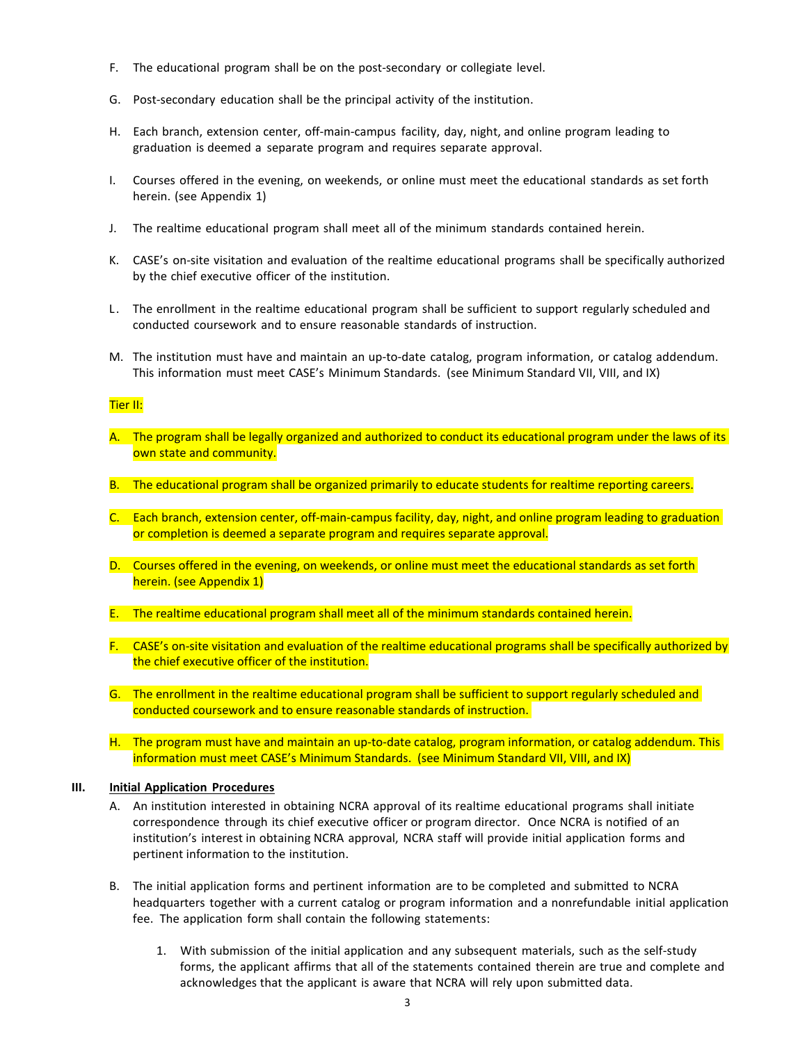F. The educational program shall be on the post-secondary or collegiate level.

G. Post-secondary education shall be the principal activity of the institution.

H. Each branch, extension center, off-main-campus facility, day, night, and online program leading to graduation is deemed a separate program and requires separate approval.

I. Courses offered in the evening, on weekends, or online must meet the educational standards as set forth herein. (see Appendix 1)

J. The realtime educational program shall meet all of the minimum standards contained herein.

K. CASE's on-site visitation and evaluation of the realtime educational programs shall be specifically authorized by the chief executive officer of the institution.

L. The enrollment in the realtime educational program shall be sufficient to support regularly scheduled and conducted coursework and to ensure reasonable standards of instruction.

M. The institution must have and maintain an up-to-date catalog, program information, or catalog addendum. This information must meet CASE's Minimum Standards. (see Minimum Standard VII, VIII, and IX)

Tier II:

A. The program shall be legally organized and authorized to conduct its educational program under the laws of its own state and community.

B. The educational program shall be organized primarily to educate students for realtime reporting careers.

C. Each branch, extension center, off-main-campus facility, day, night, and online program leading to graduation or completion is deemed a separate program and requires separate approval.

D. Courses offered in the evening, on weekends, or online must meet the educational standards as set forth herein. (see Appendix 1)

E. The realtime educational program shall meet all of the minimum standards contained herein.

F. CASE's on-site visitation and evaluation of the realtime educational programs shall be specifically authorized by the chief executive officer of the institution.

G. The enrollment in the realtime educational program shall be sufficient to support regularly scheduled and conducted coursework and to ensure reasonable standards of instruction.

H. The program must have and maintain an up-to-date catalog, program information, or catalog addendum. This information must meet CASE's Minimum Standards. (see Minimum Standard VII, VIII, and IX)

## III. Initial Application Procedures

A. An institution interested in obtaining NCRA approval of its realtime educational programs shall initiate correspondence through its chief executive officer or program director. Once NCRA is notified of an institution's interest in obtaining NCRA approval, NCRA staff will provide initial application forms and pertinent information to the institution.

B. The initial application forms and pertinent information are to be completed and submitted to NCRA headquarters together with a current catalog or program information and a nonrefundable initial application fee. The application form shall contain the following statements:

   1. With submission of the initial application and any subsequent materials, such as the self-study forms, the applicant affirms that all of the statements contained therein are true and complete and acknowledges that the applicant is aware that NCRA will rely upon submitted data.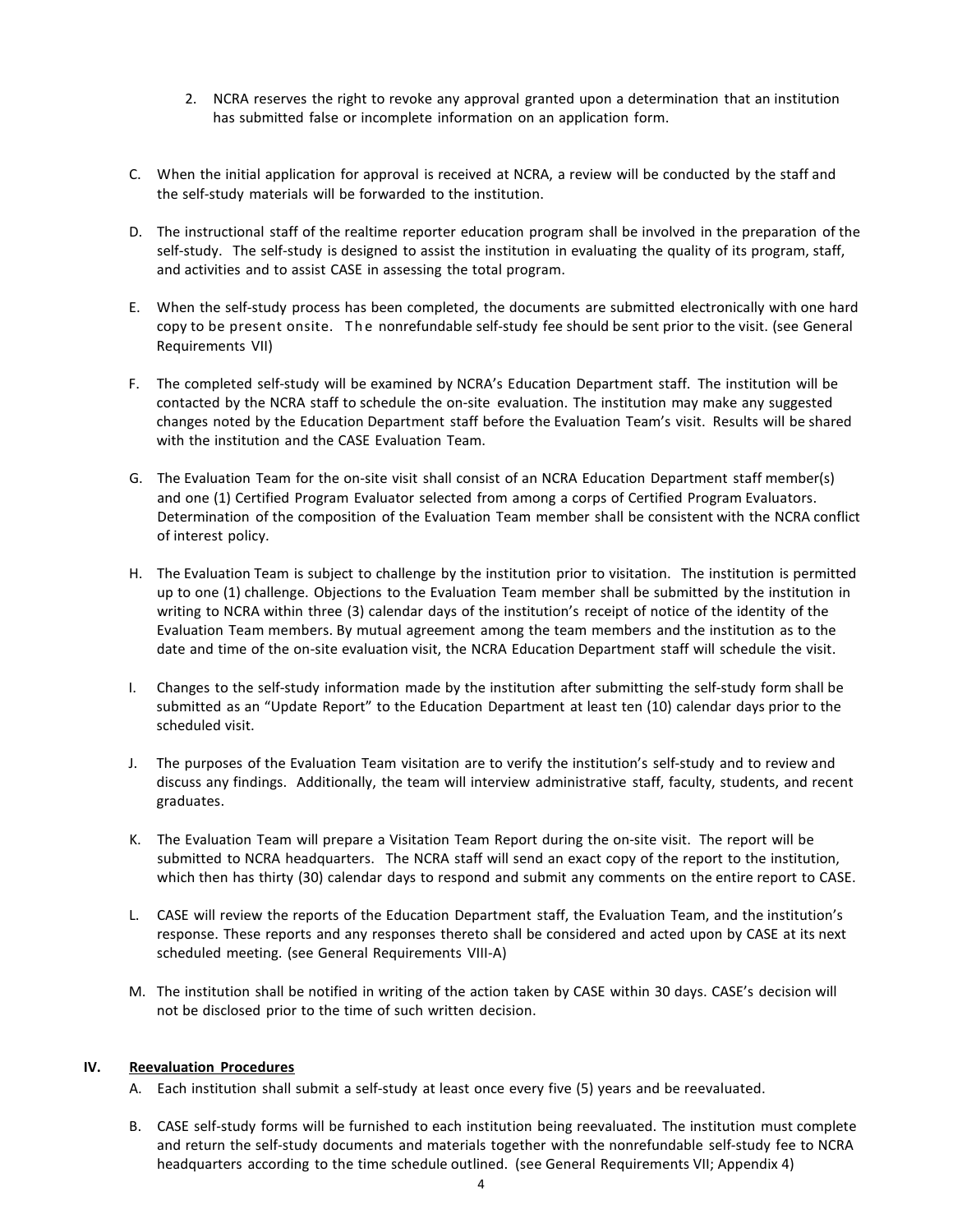2. NCRA reserves the right to revoke any approval granted upon a determination that an institution has submitted false or incomplete information on an application form.

C. When the initial application for approval is received at NCRA, a review will be conducted by the staff and the self-study materials will be forwarded to the institution.

D. The instructional staff of the realtime reporter education program shall be involved in the preparation of the self-study. The self-study is designed to assist the institution in evaluating the quality of its program, staff, and activities and to assist CASE in assessing the total program.

E. When the self-study process has been completed, the documents are submitted electronically with one hard copy to be present onsite. The nonrefundable self-study fee should be sent prior to the visit. (see General Requirements VII)

F. The completed self-study will be examined by NCRA's Education Department staff. The institution will be contacted by the NCRA staff to schedule the on-site evaluation. The institution may make any suggested changes noted by the Education Department staff before the Evaluation Team's visit. Results will be shared with the institution and the CASE Evaluation Team.

G. The Evaluation Team for the on-site visit shall consist of an NCRA Education Department staff member(s) and one (1) Certified Program Evaluator selected from among a corps of Certified Program Evaluators. Determination of the composition of the Evaluation Team member shall be consistent with the NCRA conflict of interest policy.

H. The Evaluation Team is subject to challenge by the institution prior to visitation. The institution is permitted up to one (1) challenge. Objections to the Evaluation Team member shall be submitted by the institution in writing to NCRA within three (3) calendar days of the institution's receipt of notice of the identity of the Evaluation Team members. By mutual agreement among the team members and the institution as to the date and time of the on-site evaluation visit, the NCRA Education Department staff will schedule the visit.

I. Changes to the self-study information made by the institution after submitting the self-study form shall be submitted as an "Update Report" to the Education Department at least ten (10) calendar days prior to the scheduled visit.

J. The purposes of the Evaluation Team visitation are to verify the institution's self-study and to review and discuss any findings. Additionally, the team will interview administrative staff, faculty, students, and recent graduates.

K. The Evaluation Team will prepare a Visitation Team Report during the on-site visit. The report will be submitted to NCRA headquarters. The NCRA staff will send an exact copy of the report to the institution, which then has thirty (30) calendar days to respond and submit any comments on the entire report to CASE.

L. CASE will review the reports of the Education Department staff, the Evaluation Team, and the institution's response. These reports and any responses thereto shall be considered and acted upon by CASE at its next scheduled meeting. (see General Requirements VIII-A)

M. The institution shall be notified in writing of the action taken by CASE within 30 days. CASE's decision will not be disclosed prior to the time of such written decision.

## IV. Reevaluation Procedures

A. Each institution shall submit a self-study at least once every five (5) years and be reevaluated.

B. CASE self-study forms will be furnished to each institution being reevaluated. The institution must complete and return the self-study documents and materials together with the nonrefundable self-study fee to NCRA headquarters according to the time schedule outlined. (see General Requirements VII; Appendix 4)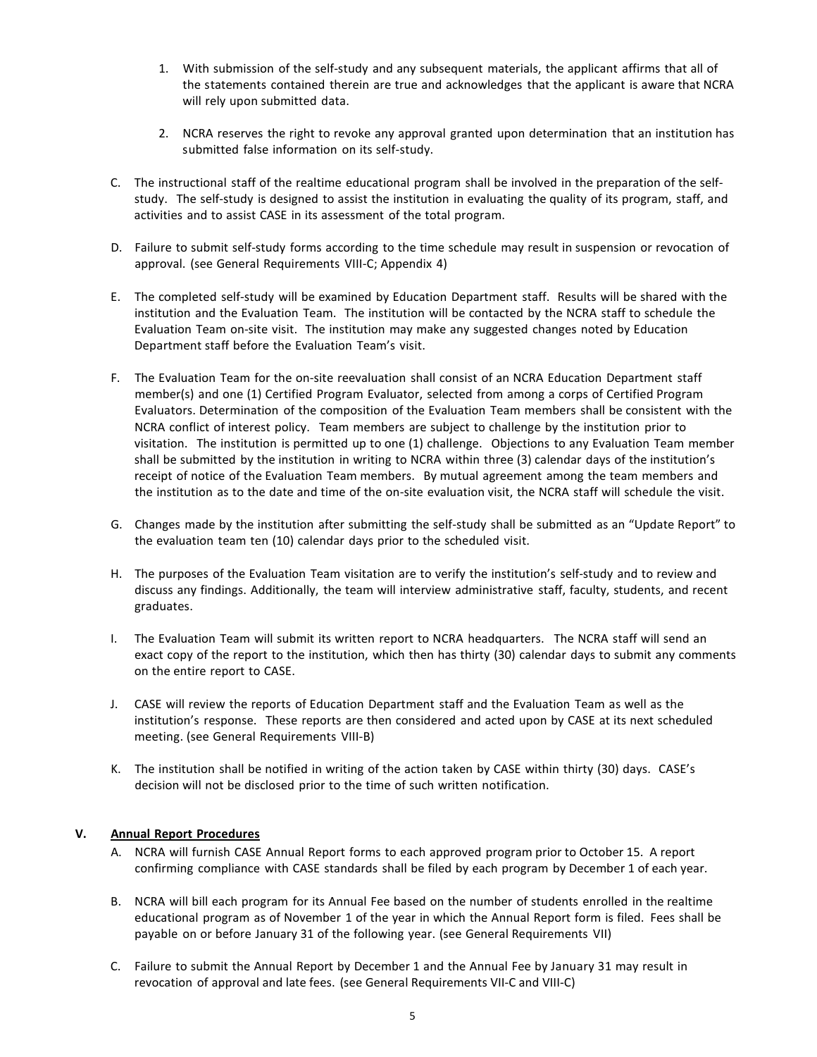1. With submission of the self-study and any subsequent materials, the applicant affirms that all of the statements contained therein are true and acknowledges that the applicant is aware that NCRA will rely upon submitted data.

2. NCRA reserves the right to revoke any approval granted upon determination that an institution has submitted false information on its self-study.

C. The instructional staff of the realtime educational program shall be involved in the preparation of the self-study. The self-study is designed to assist the institution in evaluating the quality of its program, staff, and activities and to assist CASE in its assessment of the total program.

D. Failure to submit self-study forms according to the time schedule may result in suspension or revocation of approval. (see General Requirements VIII-C; Appendix 4)

E. The completed self-study will be examined by Education Department staff. Results will be shared with the institution and the Evaluation Team. The institution will be contacted by the NCRA staff to schedule the Evaluation Team on-site visit. The institution may make any suggested changes noted by Education Department staff before the Evaluation Team's visit.

F. The Evaluation Team for the on-site reevaluation shall consist of an NCRA Education Department staff member(s) and one (1) Certified Program Evaluator, selected from among a corps of Certified Program Evaluators. Determination of the composition of the Evaluation Team members shall be consistent with the NCRA conflict of interest policy. Team members are subject to challenge by the institution prior to visitation. The institution is permitted up to one (1) challenge. Objections to any Evaluation Team member shall be submitted by the institution in writing to NCRA within three (3) calendar days of the institution's receipt of notice of the Evaluation Team members. By mutual agreement among the team members and the institution as to the date and time of the on-site evaluation visit, the NCRA staff will schedule the visit.

G. Changes made by the institution after submitting the self-study shall be submitted as an "Update Report" to the evaluation team ten (10) calendar days prior to the scheduled visit.

H. The purposes of the Evaluation Team visitation are to verify the institution's self-study and to review and discuss any findings. Additionally, the team will interview administrative staff, faculty, students, and recent graduates.

I. The Evaluation Team will submit its written report to NCRA headquarters. The NCRA staff will send an exact copy of the report to the institution, which then has thirty (30) calendar days to submit any comments on the entire report to CASE.

J. CASE will review the reports of Education Department staff and the Evaluation Team as well as the institution's response. These reports are then considered and acted upon by CASE at its next scheduled meeting. (see General Requirements VIII-B)

K. The institution shall be notified in writing of the action taken by CASE within thirty (30) days. CASE's decision will not be disclosed prior to the time of such written notification.

## V. <u>Annual Report Procedures</u>

A. NCRA will furnish CASE Annual Report forms to each approved program prior to October 15. A report confirming compliance with CASE standards shall be filed by each program by December 1 of each year.

B. NCRA will bill each program for its Annual Fee based on the number of students enrolled in the realtime educational program as of November 1 of the year in which the Annual Report form is filed. Fees shall be payable on or before January 31 of the following year. (see General Requirements VII)

C. Failure to submit the Annual Report by December 1 and the Annual Fee by January 31 may result in revocation of approval and late fees. (see General Requirements VII-C and VIII-C)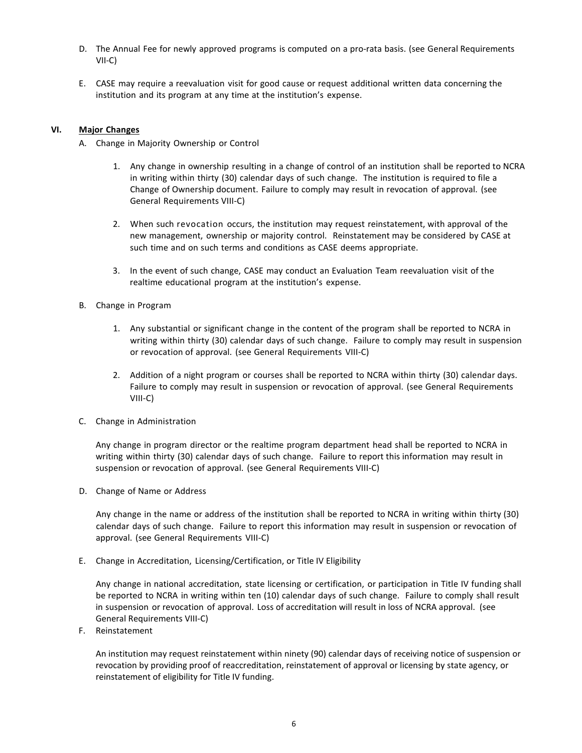D. The Annual Fee for newly approved programs is computed on a pro-rata basis. (see General Requirements VII-C)

E. CASE may require a reevaluation visit for good cause or request additional written data concerning the institution and its program at any time at the institution's expense.

## VI. Major Changes

A. Change in Majority Ownership or Control

1. Any change in ownership resulting in a change of control of an institution shall be reported to NCRA in writing within thirty (30) calendar days of such change. The institution is required to file a Change of Ownership document. Failure to comply may result in revocation of approval. (see General Requirements VIII-C)

2. When such revocation occurs, the institution may request reinstatement, with approval of the new management, ownership or majority control. Reinstatement may be considered by CASE at such time and on such terms and conditions as CASE deems appropriate.

3. In the event of such change, CASE may conduct an Evaluation Team reevaluation visit of the realtime educational program at the institution's expense.

B. Change in Program

1. Any substantial or significant change in the content of the program shall be reported to NCRA in writing within thirty (30) calendar days of such change. Failure to comply may result in suspension or revocation of approval. (see General Requirements VIII-C)

2. Addition of a night program or courses shall be reported to NCRA within thirty (30) calendar days. Failure to comply may result in suspension or revocation of approval. (see General Requirements VIII-C)

C. Change in Administration

Any change in program director or the realtime program department head shall be reported to NCRA in writing within thirty (30) calendar days of such change. Failure to report this information may result in suspension or revocation of approval. (see General Requirements VIII-C)

D. Change of Name or Address

Any change in the name or address of the institution shall be reported to NCRA in writing within thirty (30) calendar days of such change. Failure to report this information may result in suspension or revocation of approval. (see General Requirements VIII-C)

E. Change in Accreditation, Licensing/Certification, or Title IV Eligibility

Any change in national accreditation, state licensing or certification, or participation in Title IV funding shall be reported to NCRA in writing within ten (10) calendar days of such change. Failure to comply shall result in suspension or revocation of approval. Loss of accreditation will result in loss of NCRA approval. (see General Requirements VIII-C)

F. Reinstatement

An institution may request reinstatement within ninety (90) calendar days of receiving notice of suspension or revocation by providing proof of reaccreditation, reinstatement of approval or licensing by state agency, or reinstatement of eligibility for Title IV funding.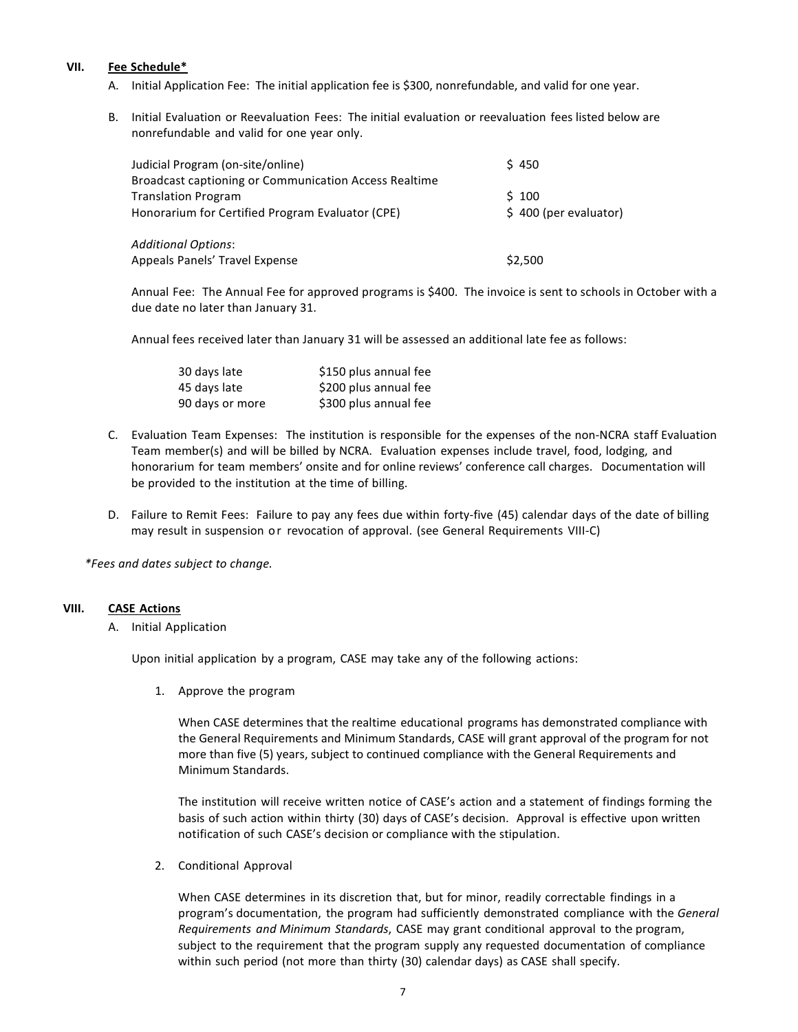## VII. Fee Schedule*

A. Initial Application Fee: The initial application fee is $300, nonrefundable, and valid for one year.

B. Initial Evaluation or Reevaluation Fees: The initial evaluation or reevaluation fees listed below are nonrefundable and valid for one year only.

| | |
|---|---|
| Judicial Program (on-site/online) | $ 450 |
| Broadcast captioning or Communication Access Realtime Translation Program | $ 100 |
| Honorarium for Certified Program Evaluator (CPE) | $ 400 (per evaluator) |
| *Additional Options*: | |
| Appeals Panels' Travel Expense | $2,500 |

Annual Fee: The Annual Fee for approved programs is $400. The invoice is sent to schools in October with a due date no later than January 31.

Annual fees received later than January 31 will be assessed an additional late fee as follows:

| | |
|---|---|
| 30 days late | $150 plus annual fee |
| 45 days late | $200 plus annual fee |
| 90 days or more | $300 plus annual fee |

C. Evaluation Team Expenses: The institution is responsible for the expenses of the non-NCRA staff Evaluation Team member(s) and will be billed by NCRA. Evaluation expenses include travel, food, lodging, and honorarium for team members' onsite and for online reviews' conference call charges. Documentation will be provided to the institution at the time of billing.

D. Failure to Remit Fees: Failure to pay any fees due within forty-five (45) calendar days of the date of billing may result in suspension or revocation of approval. (see General Requirements VIII-C)

*Fees and dates subject to change.*

## VIII. CASE Actions

A. Initial Application

Upon initial application by a program, CASE may take any of the following actions:

1. Approve the program

   When CASE determines that the realtime educational programs has demonstrated compliance with the General Requirements and Minimum Standards, CASE will grant approval of the program for not more than five (5) years, subject to continued compliance with the General Requirements and Minimum Standards.

   The institution will receive written notice of CASE's action and a statement of findings forming the basis of such action within thirty (30) days of CASE's decision. Approval is effective upon written notification of such CASE's decision or compliance with the stipulation.

2. Conditional Approval

   When CASE determines in its discretion that, but for minor, readily correctable findings in a program's documentation, the program had sufficiently demonstrated compliance with the *General Requirements and Minimum Standards*, CASE may grant conditional approval to the program, subject to the requirement that the program supply any requested documentation of compliance within such period (not more than thirty (30) calendar days) as CASE shall specify.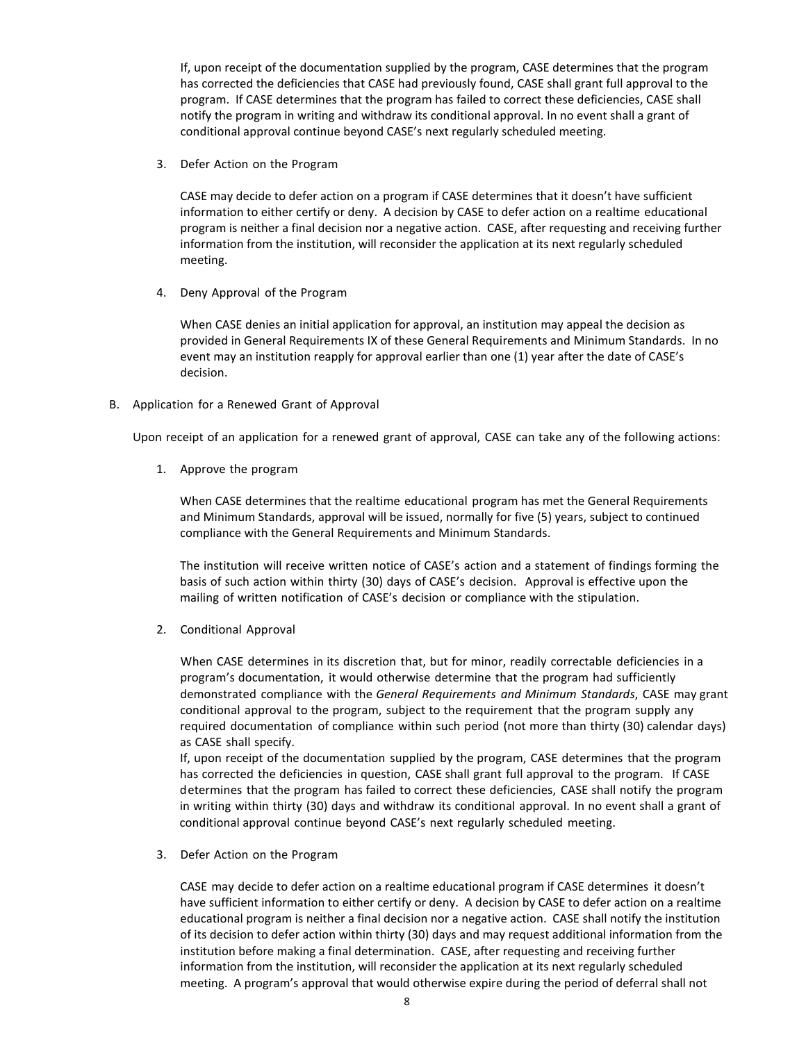If, upon receipt of the documentation supplied by the program, CASE determines that the program has corrected the deficiencies that CASE had previously found, CASE shall grant full approval to the program. If CASE determines that the program has failed to correct these deficiencies, CASE shall notify the program in writing and withdraw its conditional approval. In no event shall a grant of conditional approval continue beyond CASE's next regularly scheduled meeting.

3. Defer Action on the Program

   CASE may decide to defer action on a program if CASE determines that it doesn't have sufficient information to either certify or deny. A decision by CASE to defer action on a realtime educational program is neither a final decision nor a negative action. CASE, after requesting and receiving further information from the institution, will reconsider the application at its next regularly scheduled meeting.

4. Deny Approval of the Program

   When CASE denies an initial application for approval, an institution may appeal the decision as provided in General Requirements IX of these General Requirements and Minimum Standards. In no event may an institution reapply for approval earlier than one (1) year after the date of CASE's decision.

B. Application for a Renewed Grant of Approval

Upon receipt of an application for a renewed grant of approval, CASE can take any of the following actions:

1. Approve the program

   When CASE determines that the realtime educational program has met the General Requirements and Minimum Standards, approval will be issued, normally for five (5) years, subject to continued compliance with the General Requirements and Minimum Standards.

   The institution will receive written notice of CASE's action and a statement of findings forming the basis of such action within thirty (30) days of CASE's decision. Approval is effective upon the mailing of written notification of CASE's decision or compliance with the stipulation.

2. Conditional Approval

   When CASE determines in its discretion that, but for minor, readily correctable deficiencies in a program's documentation, it would otherwise determine that the program had sufficiently demonstrated compliance with the *General Requirements and Minimum Standards*, CASE may grant conditional approval to the program, subject to the requirement that the program supply any required documentation of compliance within such period (not more than thirty (30) calendar days) as CASE shall specify.

   If, upon receipt of the documentation supplied by the program, CASE determines that the program has corrected the deficiencies in question, CASE shall grant full approval to the program. If CASE determines that the program has failed to correct these deficiencies, CASE shall notify the program in writing within thirty (30) days and withdraw its conditional approval. In no event shall a grant of conditional approval continue beyond CASE's next regularly scheduled meeting.

3. Defer Action on the Program

   CASE may decide to defer action on a realtime educational program if CASE determines it doesn't have sufficient information to either certify or deny. A decision by CASE to defer action on a realtime educational program is neither a final decision nor a negative action. CASE shall notify the institution of its decision to defer action within thirty (30) days and may request additional information from the institution before making a final determination. CASE, after requesting and receiving further information from the institution, will reconsider the application at its next regularly scheduled meeting. A program's approval that would otherwise expire during the period of deferral shall not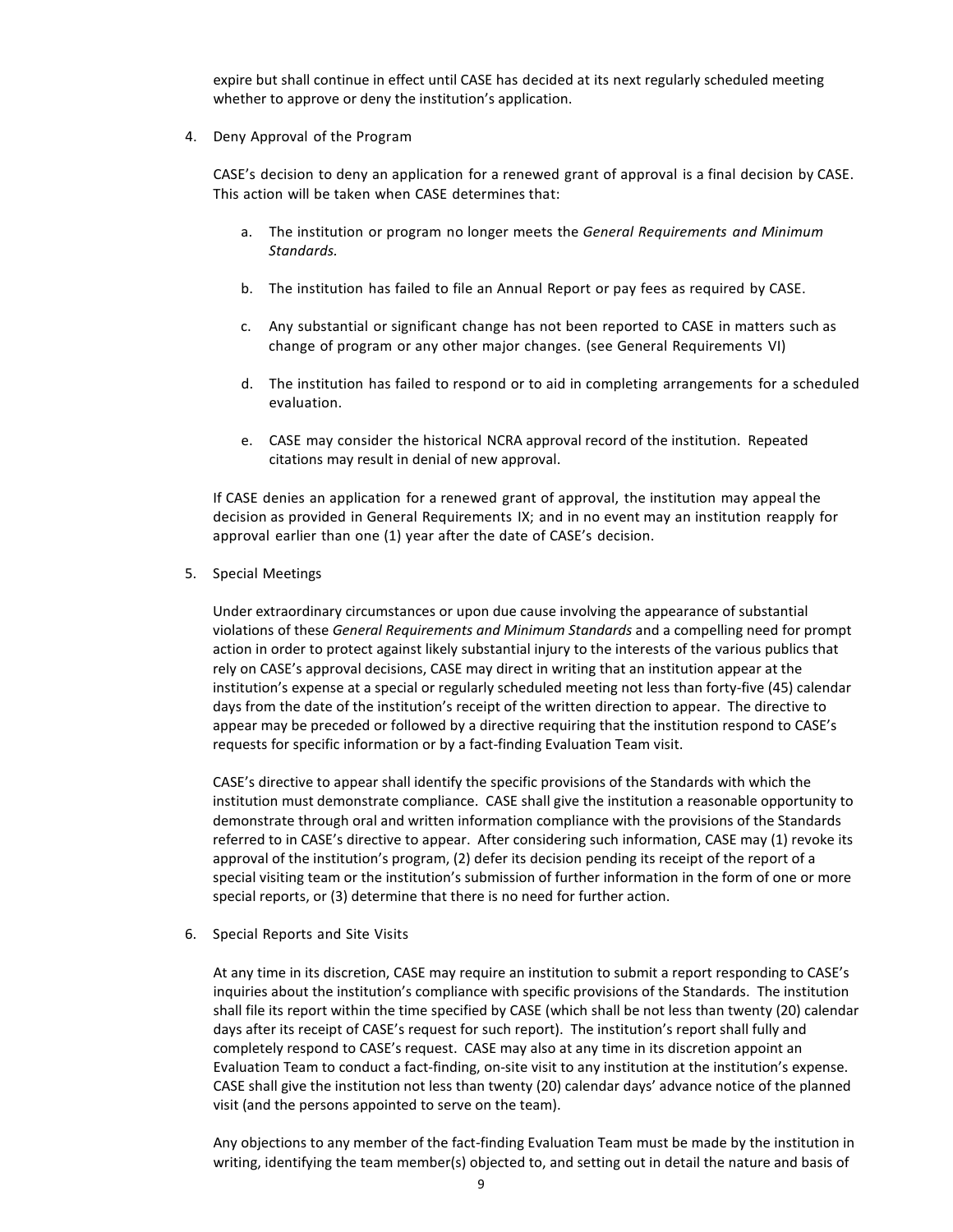expire but shall continue in effect until CASE has decided at its next regularly scheduled meeting whether to approve or deny the institution's application.

4. Deny Approval of the Program

   CASE's decision to deny an application for a renewed grant of approval is a final decision by CASE. This action will be taken when CASE determines that:

   a. The institution or program no longer meets the *General Requirements and Minimum Standards.*

   b. The institution has failed to file an Annual Report or pay fees as required by CASE.

   c. Any substantial or significant change has not been reported to CASE in matters such as change of program or any other major changes. (see General Requirements VI)

   d. The institution has failed to respond or to aid in completing arrangements for a scheduled evaluation.

   e. CASE may consider the historical NCRA approval record of the institution. Repeated citations may result in denial of new approval.

   If CASE denies an application for a renewed grant of approval, the institution may appeal the decision as provided in General Requirements IX; and in no event may an institution reapply for approval earlier than one (1) year after the date of CASE's decision.

5. Special Meetings

   Under extraordinary circumstances or upon due cause involving the appearance of substantial violations of these *General Requirements and Minimum Standards* and a compelling need for prompt action in order to protect against likely substantial injury to the interests of the various publics that rely on CASE's approval decisions, CASE may direct in writing that an institution appear at the institution's expense at a special or regularly scheduled meeting not less than forty-five (45) calendar days from the date of the institution's receipt of the written direction to appear. The directive to appear may be preceded or followed by a directive requiring that the institution respond to CASE's requests for specific information or by a fact-finding Evaluation Team visit.

   CASE's directive to appear shall identify the specific provisions of the Standards with which the institution must demonstrate compliance. CASE shall give the institution a reasonable opportunity to demonstrate through oral and written information compliance with the provisions of the Standards referred to in CASE's directive to appear. After considering such information, CASE may (1) revoke its approval of the institution's program, (2) defer its decision pending its receipt of the report of a special visiting team or the institution's submission of further information in the form of one or more special reports, or (3) determine that there is no need for further action.

6. Special Reports and Site Visits

   At any time in its discretion, CASE may require an institution to submit a report responding to CASE's inquiries about the institution's compliance with specific provisions of the Standards. The institution shall file its report within the time specified by CASE (which shall be not less than twenty (20) calendar days after its receipt of CASE's request for such report). The institution's report shall fully and completely respond to CASE's request. CASE may also at any time in its discretion appoint an Evaluation Team to conduct a fact-finding, on-site visit to any institution at the institution's expense. CASE shall give the institution not less than twenty (20) calendar days' advance notice of the planned visit (and the persons appointed to serve on the team).

   Any objections to any member of the fact-finding Evaluation Team must be made by the institution in writing, identifying the team member(s) objected to, and setting out in detail the nature and basis of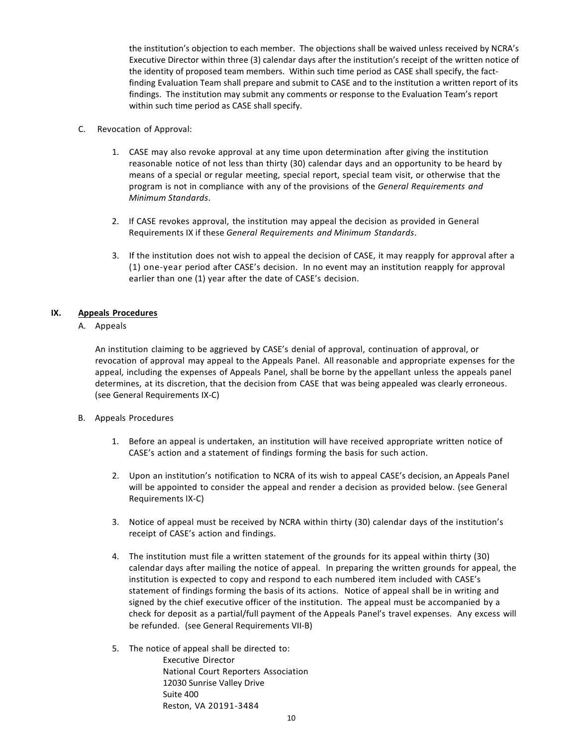the institution's objection to each member. The objections shall be waived unless received by NCRA's Executive Director within three (3) calendar days after the institution's receipt of the written notice of the identity of proposed team members. Within such time period as CASE shall specify, the fact-finding Evaluation Team shall prepare and submit to CASE and to the institution a written report of its findings. The institution may submit any comments or response to the Evaluation Team's report within such time period as CASE shall specify.

C. Revocation of Approval:

1. CASE may also revoke approval at any time upon determination after giving the institution reasonable notice of not less than thirty (30) calendar days and an opportunity to be heard by means of a special or regular meeting, special report, special team visit, or otherwise that the program is not in compliance with any of the provisions of the *General Requirements and Minimum Standards*.

2. If CASE revokes approval, the institution may appeal the decision as provided in General Requirements IX if these *General Requirements and Minimum Standards*.

3. If the institution does not wish to appeal the decision of CASE, it may reapply for approval after a (1) one-year period after CASE's decision. In no event may an institution reapply for approval earlier than one (1) year after the date of CASE's decision.

## IX. Appeals Procedures

A. Appeals

An institution claiming to be aggrieved by CASE's denial of approval, continuation of approval, or revocation of approval may appeal to the Appeals Panel. All reasonable and appropriate expenses for the appeal, including the expenses of Appeals Panel, shall be borne by the appellant unless the appeals panel determines, at its discretion, that the decision from CASE that was being appealed was clearly erroneous. (see General Requirements IX-C)

B. Appeals Procedures

1. Before an appeal is undertaken, an institution will have received appropriate written notice of CASE's action and a statement of findings forming the basis for such action.

2. Upon an institution's notification to NCRA of its wish to appeal CASE's decision, an Appeals Panel will be appointed to consider the appeal and render a decision as provided below. (see General Requirements IX-C)

3. Notice of appeal must be received by NCRA within thirty (30) calendar days of the institution's receipt of CASE's action and findings.

4. The institution must file a written statement of the grounds for its appeal within thirty (30) calendar days after mailing the notice of appeal. In preparing the written grounds for appeal, the institution is expected to copy and respond to each numbered item included with CASE's statement of findings forming the basis of its actions. Notice of appeal shall be in writing and signed by the chief executive officer of the institution. The appeal must be accompanied by a check for deposit as a partial/full payment of the Appeals Panel's travel expenses. Any excess will be refunded. (see General Requirements VII-B)

5. The notice of appeal shall be directed to:

   Executive Director
   National Court Reporters Association
   12030 Sunrise Valley Drive
   Suite 400
   Reston, VA 20191-3484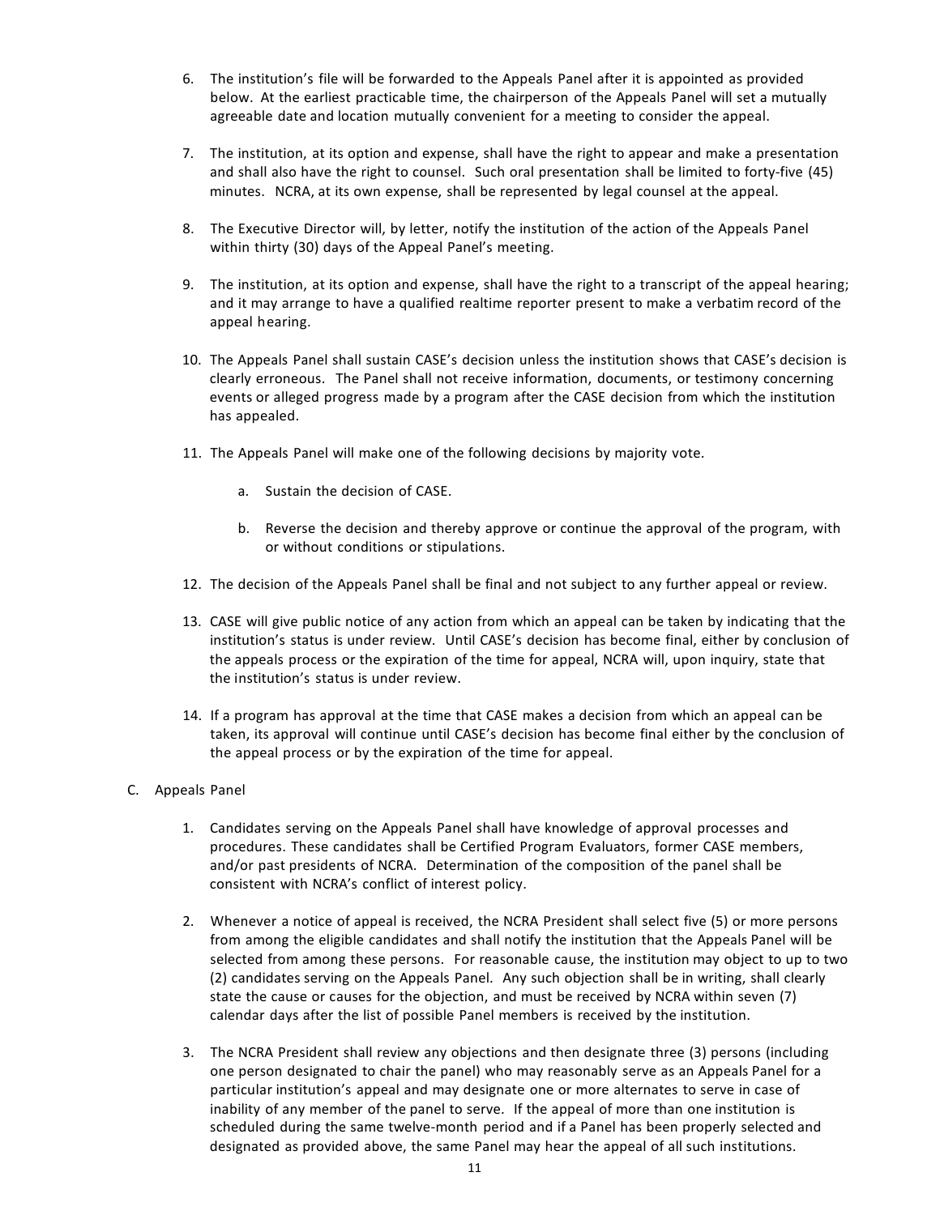6. The institution's file will be forwarded to the Appeals Panel after it is appointed as provided below. At the earliest practicable time, the chairperson of the Appeals Panel will set a mutually agreeable date and location mutually convenient for a meeting to consider the appeal.

7. The institution, at its option and expense, shall have the right to appear and make a presentation and shall also have the right to counsel. Such oral presentation shall be limited to forty-five (45) minutes. NCRA, at its own expense, shall be represented by legal counsel at the appeal.

8. The Executive Director will, by letter, notify the institution of the action of the Appeals Panel within thirty (30) days of the Appeal Panel's meeting.

9. The institution, at its option and expense, shall have the right to a transcript of the appeal hearing; and it may arrange to have a qualified realtime reporter present to make a verbatim record of the appeal hearing.

10. The Appeals Panel shall sustain CASE's decision unless the institution shows that CASE's decision is clearly erroneous. The Panel shall not receive information, documents, or testimony concerning events or alleged progress made by a program after the CASE decision from which the institution has appealed.

11. The Appeals Panel will make one of the following decisions by majority vote.

    a. Sustain the decision of CASE.

    b. Reverse the decision and thereby approve or continue the approval of the program, with or without conditions or stipulations.

12. The decision of the Appeals Panel shall be final and not subject to any further appeal or review.

13. CASE will give public notice of any action from which an appeal can be taken by indicating that the institution's status is under review. Until CASE's decision has become final, either by conclusion of the appeals process or the expiration of the time for appeal, NCRA will, upon inquiry, state that the institution's status is under review.

14. If a program has approval at the time that CASE makes a decision from which an appeal can be taken, its approval will continue until CASE's decision has become final either by the conclusion of the appeal process or by the expiration of the time for appeal.

C. Appeals Panel

1. Candidates serving on the Appeals Panel shall have knowledge of approval processes and procedures. These candidates shall be Certified Program Evaluators, former CASE members, and/or past presidents of NCRA. Determination of the composition of the panel shall be consistent with NCRA's conflict of interest policy.

2. Whenever a notice of appeal is received, the NCRA President shall select five (5) or more persons from among the eligible candidates and shall notify the institution that the Appeals Panel will be selected from among these persons. For reasonable cause, the institution may object to up to two (2) candidates serving on the Appeals Panel. Any such objection shall be in writing, shall clearly state the cause or causes for the objection, and must be received by NCRA within seven (7) calendar days after the list of possible Panel members is received by the institution.

3. The NCRA President shall review any objections and then designate three (3) persons (including one person designated to chair the panel) who may reasonably serve as an Appeals Panel for a particular institution's appeal and may designate one or more alternates to serve in case of inability of any member of the panel to serve. If the appeal of more than one institution is scheduled during the same twelve-month period and if a Panel has been properly selected and designated as provided above, the same Panel may hear the appeal of all such institutions.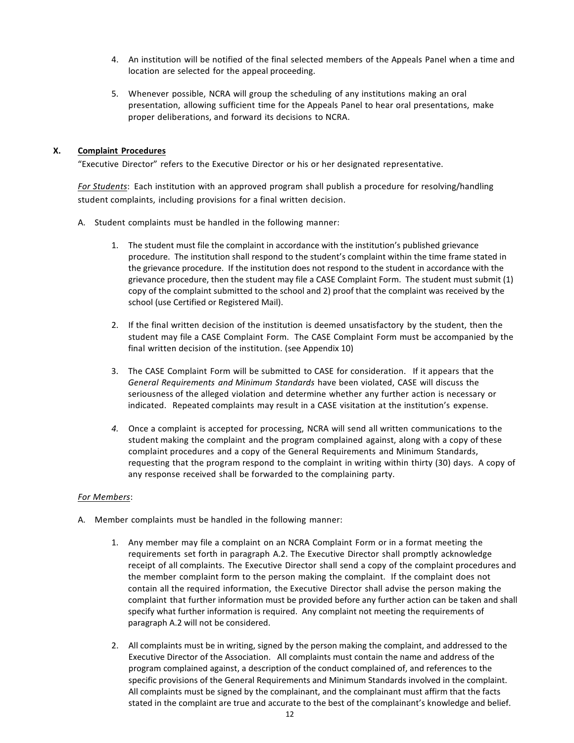4. An institution will be notified of the final selected members of the Appeals Panel when a time and location are selected for the appeal proceeding.

5. Whenever possible, NCRA will group the scheduling of any institutions making an oral presentation, allowing sufficient time for the Appeals Panel to hear oral presentations, make proper deliberations, and forward its decisions to NCRA.

## X. Complaint Procedures

"Executive Director" refers to the Executive Director or his or her designated representative.

*For Students*: Each institution with an approved program shall publish a procedure for resolving/handling student complaints, including provisions for a final written decision.

A. Student complaints must be handled in the following manner:

1. The student must file the complaint in accordance with the institution's published grievance procedure. The institution shall respond to the student's complaint within the time frame stated in the grievance procedure. If the institution does not respond to the student in accordance with the grievance procedure, then the student may file a CASE Complaint Form. The student must submit (1) copy of the complaint submitted to the school and 2) proof that the complaint was received by the school (use Certified or Registered Mail).

2. If the final written decision of the institution is deemed unsatisfactory by the student, then the student may file a CASE Complaint Form. The CASE Complaint Form must be accompanied by the final written decision of the institution. (see Appendix 10)

3. The CASE Complaint Form will be submitted to CASE for consideration. If it appears that the *General Requirements and Minimum Standards* have been violated, CASE will discuss the seriousness of the alleged violation and determine whether any further action is necessary or indicated. Repeated complaints may result in a CASE visitation at the institution's expense.

4. Once a complaint is accepted for processing, NCRA will send all written communications to the student making the complaint and the program complained against, along with a copy of these complaint procedures and a copy of the General Requirements and Minimum Standards, requesting that the program respond to the complaint in writing within thirty (30) days. A copy of any response received shall be forwarded to the complaining party.

*For Members*:

A. Member complaints must be handled in the following manner:

1. Any member may file a complaint on an NCRA Complaint Form or in a format meeting the requirements set forth in paragraph A.2. The Executive Director shall promptly acknowledge receipt of all complaints. The Executive Director shall send a copy of the complaint procedures and the member complaint form to the person making the complaint. If the complaint does not contain all the required information, the Executive Director shall advise the person making the complaint that further information must be provided before any further action can be taken and shall specify what further information is required. Any complaint not meeting the requirements of paragraph A.2 will not be considered.

2. All complaints must be in writing, signed by the person making the complaint, and addressed to the Executive Director of the Association. All complaints must contain the name and address of the program complained against, a description of the conduct complained of, and references to the specific provisions of the General Requirements and Minimum Standards involved in the complaint. All complaints must be signed by the complainant, and the complainant must affirm that the facts stated in the complaint are true and accurate to the best of the complainant's knowledge and belief.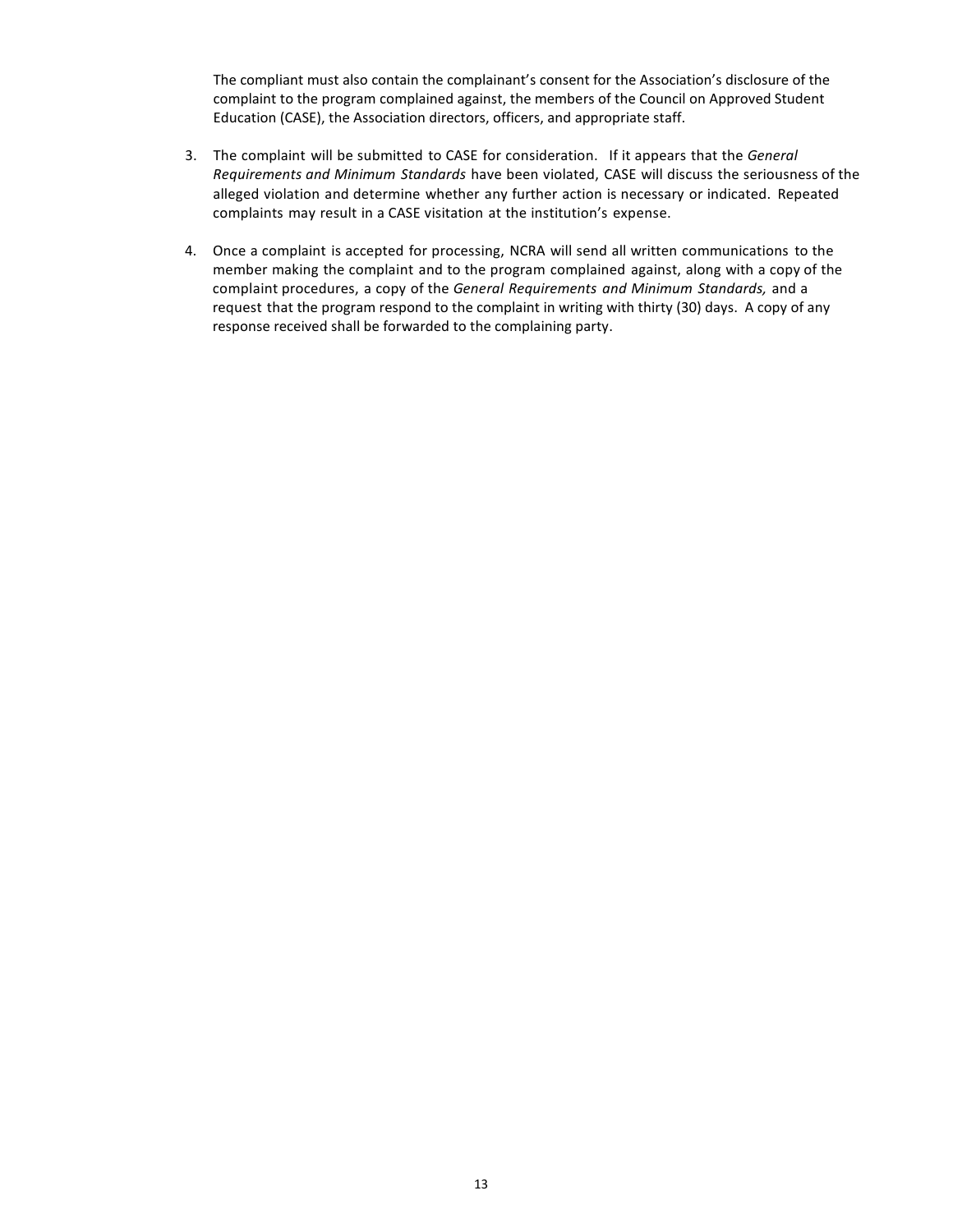The compliant must also contain the complainant's consent for the Association's disclosure of the complaint to the program complained against, the members of the Council on Approved Student Education (CASE), the Association directors, officers, and appropriate staff.

3. The complaint will be submitted to CASE for consideration. If it appears that the *General Requirements and Minimum Standards* have been violated, CASE will discuss the seriousness of the alleged violation and determine whether any further action is necessary or indicated. Repeated complaints may result in a CASE visitation at the institution's expense.

4. Once a complaint is accepted for processing, NCRA will send all written communications to the member making the complaint and to the program complained against, along with a copy of the complaint procedures, a copy of the *General Requirements and Minimum Standards,* and a request that the program respond to the complaint in writing with thirty (30) days. A copy of any response received shall be forwarded to the complaining party.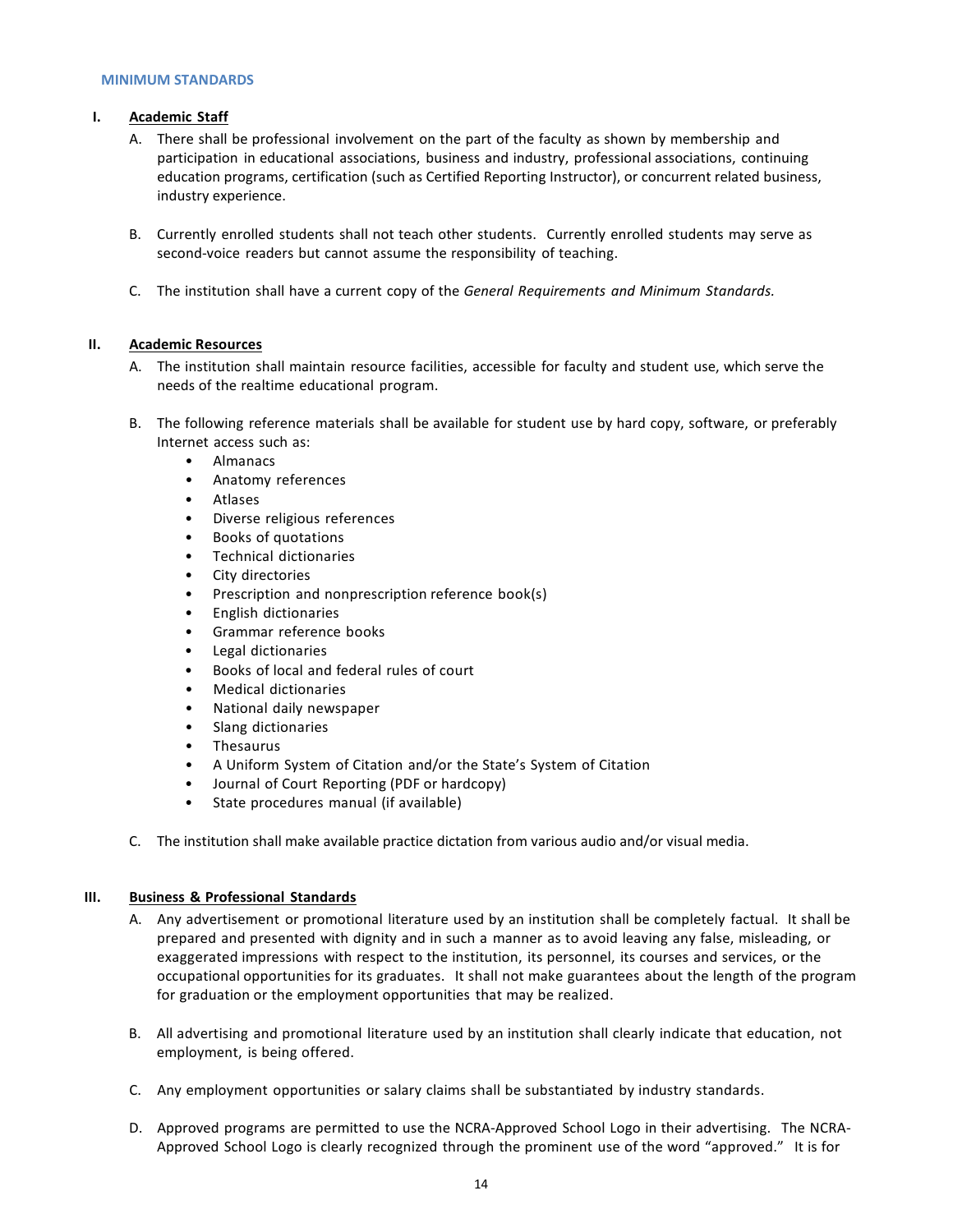## MINIMUM STANDARDS

**I. Academic Staff**

A. There shall be professional involvement on the part of the faculty as shown by membership and participation in educational associations, business and industry, professional associations, continuing education programs, certification (such as Certified Reporting Instructor), or concurrent related business, industry experience.

B. Currently enrolled students shall not teach other students. Currently enrolled students may serve as second-voice readers but cannot assume the responsibility of teaching.

C. The institution shall have a current copy of the *General Requirements and Minimum Standards.*

**II. Academic Resources**

A. The institution shall maintain resource facilities, accessible for faculty and student use, which serve the needs of the realtime educational program.

B. The following reference materials shall be available for student use by hard copy, software, or preferably Internet access such as:

- Almanacs
- Anatomy references
- Atlases
- Diverse religious references
- Books of quotations
- Technical dictionaries
- City directories
- Prescription and nonprescription reference book(s)
- English dictionaries
- Grammar reference books
- Legal dictionaries
- Books of local and federal rules of court
- Medical dictionaries
- National daily newspaper
- Slang dictionaries
- Thesaurus
- A Uniform System of Citation and/or the State's System of Citation
- Journal of Court Reporting (PDF or hardcopy)
- State procedures manual (if available)

C. The institution shall make available practice dictation from various audio and/or visual media.

**III. Business & Professional Standards**

A. Any advertisement or promotional literature used by an institution shall be completely factual. It shall be prepared and presented with dignity and in such a manner as to avoid leaving any false, misleading, or exaggerated impressions with respect to the institution, its personnel, its courses and services, or the occupational opportunities for its graduates. It shall not make guarantees about the length of the program for graduation or the employment opportunities that may be realized.

B. All advertising and promotional literature used by an institution shall clearly indicate that education, not employment, is being offered.

C. Any employment opportunities or salary claims shall be substantiated by industry standards.

D. Approved programs are permitted to use the NCRA-Approved School Logo in their advertising. The NCRA-Approved School Logo is clearly recognized through the prominent use of the word "approved." It is for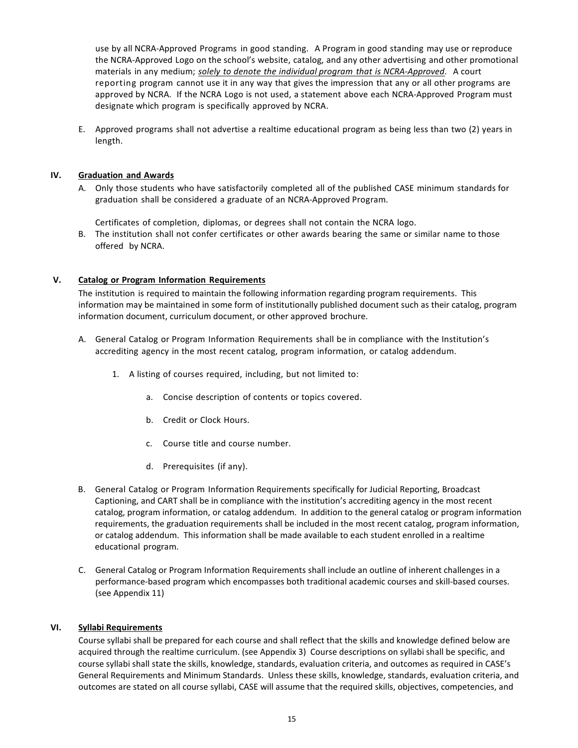use by all NCRA-Approved Programs in good standing. A Program in good standing may use or reproduce the NCRA-Approved Logo on the school's website, catalog, and any other advertising and other promotional materials in any medium; ***solely to denote the individual program that is NCRA-Approved***. A court reporting program cannot use it in any way that gives the impression that any or all other programs are approved by NCRA. If the NCRA Logo is not used, a statement above each NCRA-Approved Program must designate which program is specifically approved by NCRA.

E. Approved programs shall not advertise a realtime educational program as being less than two (2) years in length.

## IV. Graduation and Awards

A. Only those students who have satisfactorily completed all of the published CASE minimum standards for graduation shall be considered a graduate of an NCRA-Approved Program.

   Certificates of completion, diplomas, or degrees shall not contain the NCRA logo.

B. The institution shall not confer certificates or other awards bearing the same or similar name to those offered by NCRA.

## V. Catalog or Program Information Requirements

The institution is required to maintain the following information regarding program requirements. This information may be maintained in some form of institutionally published document such as their catalog, program information document, curriculum document, or other approved brochure.

A. General Catalog or Program Information Requirements shall be in compliance with the Institution's accrediting agency in the most recent catalog, program information, or catalog addendum.

   1. A listing of courses required, including, but not limited to:

      a. Concise description of contents or topics covered.

      b. Credit or Clock Hours.

      c. Course title and course number.

      d. Prerequisites (if any).

B. General Catalog or Program Information Requirements specifically for Judicial Reporting, Broadcast Captioning, and CART shall be in compliance with the institution's accrediting agency in the most recent catalog, program information, or catalog addendum. In addition to the general catalog or program information requirements, the graduation requirements shall be included in the most recent catalog, program information, or catalog addendum. This information shall be made available to each student enrolled in a realtime educational program.

C. General Catalog or Program Information Requirements shall include an outline of inherent challenges in a performance-based program which encompasses both traditional academic courses and skill-based courses. (see Appendix 11)

## VI. Syllabi Requirements

Course syllabi shall be prepared for each course and shall reflect that the skills and knowledge defined below are acquired through the realtime curriculum. (see Appendix 3) Course descriptions on syllabi shall be specific, and course syllabi shall state the skills, knowledge, standards, evaluation criteria, and outcomes as required in CASE's General Requirements and Minimum Standards. Unless these skills, knowledge, standards, evaluation criteria, and outcomes are stated on all course syllabi, CASE will assume that the required skills, objectives, competencies, and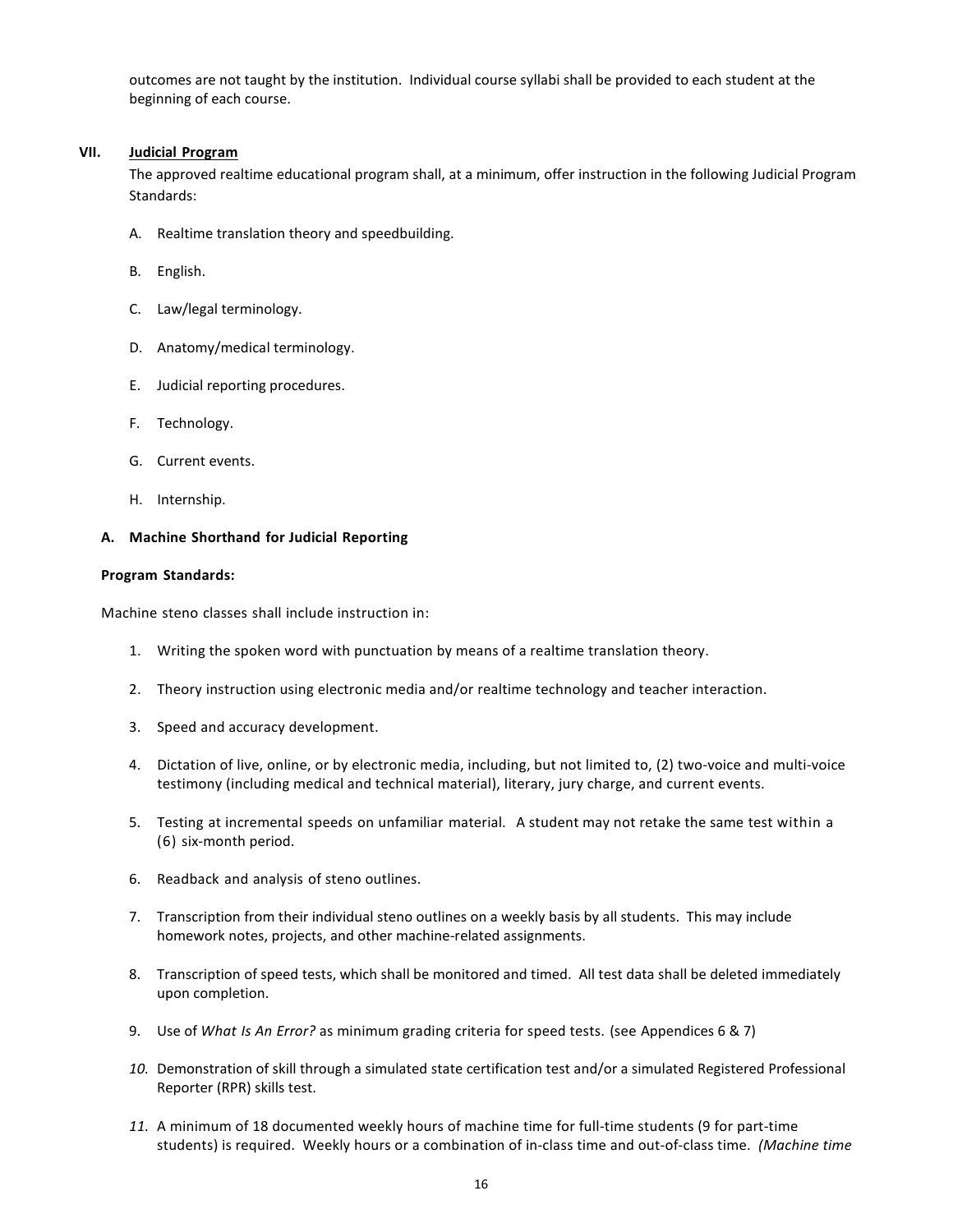outcomes are not taught by the institution. Individual course syllabi shall be provided to each student at the beginning of each course.

## VII. Judicial Program

The approved realtime educational program shall, at a minimum, offer instruction in the following Judicial Program Standards:

A. Realtime translation theory and speedbuilding.

B. English.

C. Law/legal terminology.

D. Anatomy/medical terminology.

E. Judicial reporting procedures.

F. Technology.

G. Current events.

H. Internship.

### A. Machine Shorthand for Judicial Reporting

**Program Standards:**

Machine steno classes shall include instruction in:

1. Writing the spoken word with punctuation by means of a realtime translation theory.
2. Theory instruction using electronic media and/or realtime technology and teacher interaction.
3. Speed and accuracy development.
4. Dictation of live, online, or by electronic media, including, but not limited to, (2) two-voice and multi-voice testimony (including medical and technical material), literary, jury charge, and current events.
5. Testing at incremental speeds on unfamiliar material. A student may not retake the same test within a (6) six-month period.
6. Readback and analysis of steno outlines.
7. Transcription from their individual steno outlines on a weekly basis by all students. This may include homework notes, projects, and other machine-related assignments.
8. Transcription of speed tests, which shall be monitored and timed. All test data shall be deleted immediately upon completion.
9. Use of *What Is An Error?* as minimum grading criteria for speed tests. (see Appendices 6 & 7)
10. Demonstration of skill through a simulated state certification test and/or a simulated Registered Professional Reporter (RPR) skills test.
11. A minimum of 18 documented weekly hours of machine time for full-time students (9 for part-time students) is required. Weekly hours or a combination of in-class time and out-of-class time. *(Machine time*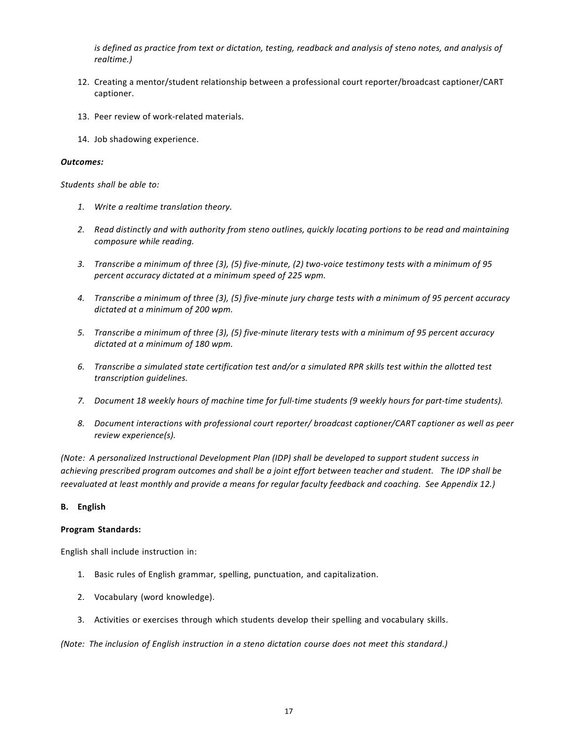*is defined as practice from text or dictation, testing, readback and analysis of steno notes, and analysis of realtime.)*

12. Creating a mentor/student relationship between a professional court reporter/broadcast captioner/CART captioner.

13. Peer review of work-related materials.

14. Job shadowing experience.

***Outcomes:***

*Students shall be able to:*

1. *Write a realtime translation theory.*

2. *Read distinctly and with authority from steno outlines, quickly locating portions to be read and maintaining composure while reading.*

3. *Transcribe a minimum of three (3), (5) five-minute, (2) two-voice testimony tests with a minimum of 95 percent accuracy dictated at a minimum speed of 225 wpm.*

4. *Transcribe a minimum of three (3), (5) five-minute jury charge tests with a minimum of 95 percent accuracy dictated at a minimum of 200 wpm.*

5. *Transcribe a minimum of three (3), (5) five-minute literary tests with a minimum of 95 percent accuracy dictated at a minimum of 180 wpm.*

6. *Transcribe a simulated state certification test and/or a simulated RPR skills test within the allotted test transcription guidelines.*

7. *Document 18 weekly hours of machine time for full-time students (9 weekly hours for part-time students).*

8. *Document interactions with professional court reporter/ broadcast captioner/CART captioner as well as peer review experience(s).*

*(Note: A personalized Instructional Development Plan (IDP) shall be developed to support student success in achieving prescribed program outcomes and shall be a joint effort between teacher and student. The IDP shall be reevaluated at least monthly and provide a means for regular faculty feedback and coaching. See Appendix 12.)*

**B. English**

**Program Standards:**

English shall include instruction in:

1. Basic rules of English grammar, spelling, punctuation, and capitalization.

2. Vocabulary (word knowledge).

3. Activities or exercises through which students develop their spelling and vocabulary skills.

*(Note: The inclusion of English instruction in a steno dictation course does not meet this standard.)*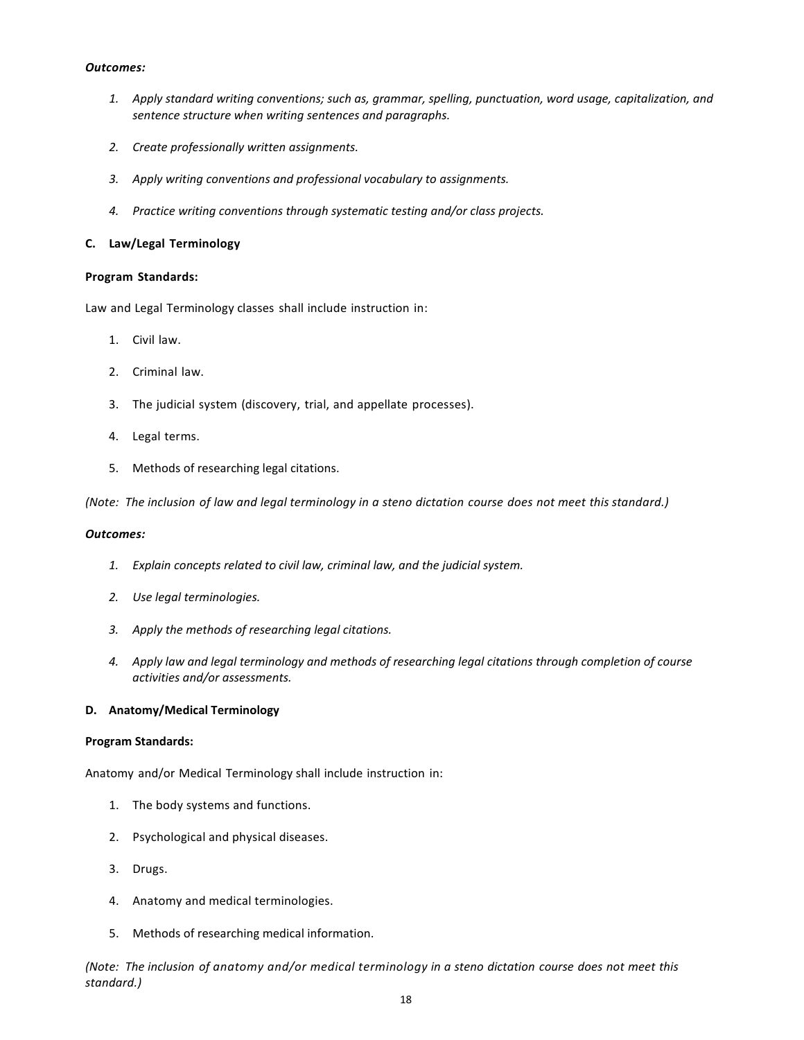***Outcomes:***

1. *Apply standard writing conventions; such as, grammar, spelling, punctuation, word usage, capitalization, and sentence structure when writing sentences and paragraphs.*

2. *Create professionally written assignments.*

3. *Apply writing conventions and professional vocabulary to assignments.*

4. *Practice writing conventions through systematic testing and/or class projects.*

### C. Law/Legal Terminology

**Program Standards:**

Law and Legal Terminology classes shall include instruction in:

1. Civil law.

2. Criminal law.

3. The judicial system (discovery, trial, and appellate processes).

4. Legal terms.

5. Methods of researching legal citations.

*(Note: The inclusion of law and legal terminology in a steno dictation course does not meet this standard.)*

***Outcomes:***

1. *Explain concepts related to civil law, criminal law, and the judicial system.*

2. *Use legal terminologies.*

3. *Apply the methods of researching legal citations.*

4. *Apply law and legal terminology and methods of researching legal citations through completion of course activities and/or assessments.*

### D. Anatomy/Medical Terminology

**Program Standards:**

Anatomy and/or Medical Terminology shall include instruction in:

1. The body systems and functions.

2. Psychological and physical diseases.

3. Drugs.

4. Anatomy and medical terminologies.

5. Methods of researching medical information.

*(Note: The inclusion of anatomy and/or medical terminology in a steno dictation course does not meet this standard.)*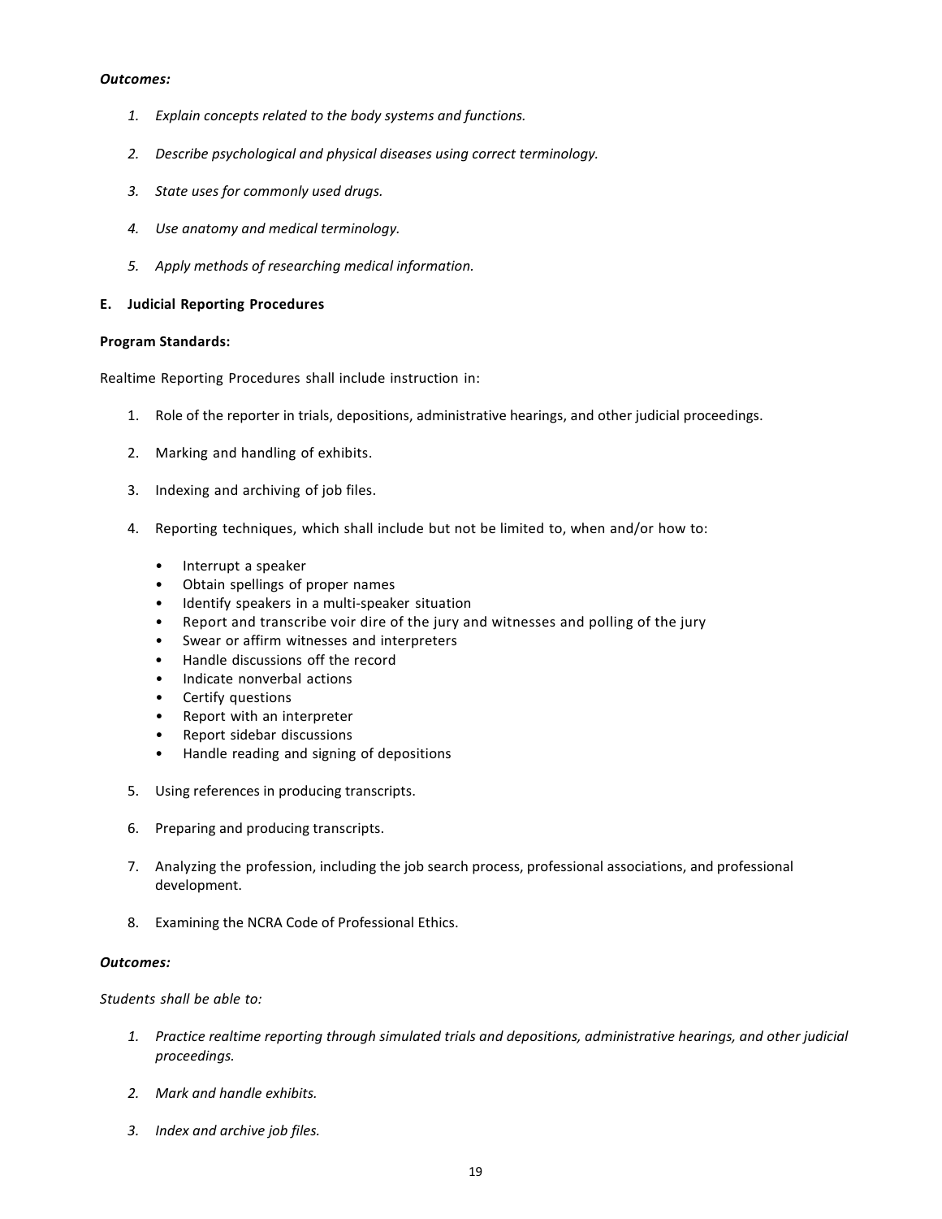***Outcomes:***

1. *Explain concepts related to the body systems and functions.*

2. *Describe psychological and physical diseases using correct terminology.*

3. *State uses for commonly used drugs.*

4. *Use anatomy and medical terminology.*

5. *Apply methods of researching medical information.*

**E. Judicial Reporting Procedures**

**Program Standards:**

Realtime Reporting Procedures shall include instruction in:

1. Role of the reporter in trials, depositions, administrative hearings, and other judicial proceedings.

2. Marking and handling of exhibits.

3. Indexing and archiving of job files.

4. Reporting techniques, which shall include but not be limited to, when and/or how to:

   - Interrupt a speaker
   - Obtain spellings of proper names
   - Identify speakers in a multi-speaker situation
   - Report and transcribe voir dire of the jury and witnesses and polling of the jury
   - Swear or affirm witnesses and interpreters
   - Handle discussions off the record
   - Indicate nonverbal actions
   - Certify questions
   - Report with an interpreter
   - Report sidebar discussions
   - Handle reading and signing of depositions

5. Using references in producing transcripts.

6. Preparing and producing transcripts.

7. Analyzing the profession, including the job search process, professional associations, and professional development.

8. Examining the NCRA Code of Professional Ethics.

***Outcomes:***

*Students shall be able to:*

1. *Practice realtime reporting through simulated trials and depositions, administrative hearings, and other judicial proceedings.*

2. *Mark and handle exhibits.*

3. *Index and archive job files.*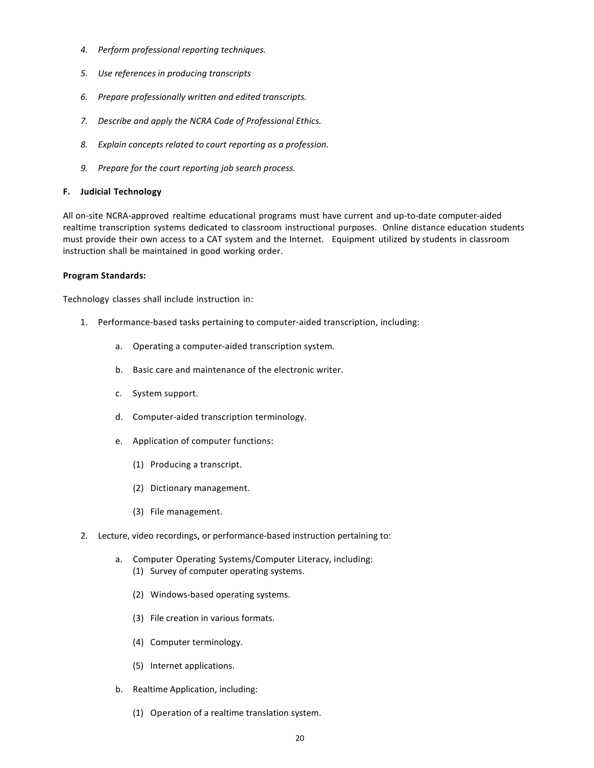4. *Perform professional reporting techniques.*

5. *Use references in producing transcripts*

6. *Prepare professionally written and edited transcripts.*

7. *Describe and apply the NCRA Code of Professional Ethics.*

8. *Explain concepts related to court reporting as a profession.*

9. *Prepare for the court reporting job search process.*

**F. Judicial Technology**

All on-site NCRA-approved realtime educational programs must have current and up-to-date computer-aided realtime transcription systems dedicated to classroom instructional purposes. Online distance education students must provide their own access to a CAT system and the Internet. Equipment utilized by students in classroom instruction shall be maintained in good working order.

**Program Standards:**

Technology classes shall include instruction in:

1. Performance-based tasks pertaining to computer-aided transcription, including:

    a. Operating a computer-aided transcription system.

    b. Basic care and maintenance of the electronic writer.

    c. System support.

    d. Computer-aided transcription terminology.

    e. Application of computer functions:

        (1) Producing a transcript.

        (2) Dictionary management.

        (3) File management.

2. Lecture, video recordings, or performance-based instruction pertaining to:

    a. Computer Operating Systems/Computer Literacy, including:

        (1) Survey of computer operating systems.

        (2) Windows-based operating systems.

        (3) File creation in various formats.

        (4) Computer terminology.

        (5) Internet applications.

    b. Realtime Application, including:

        (1) Operation of a realtime translation system.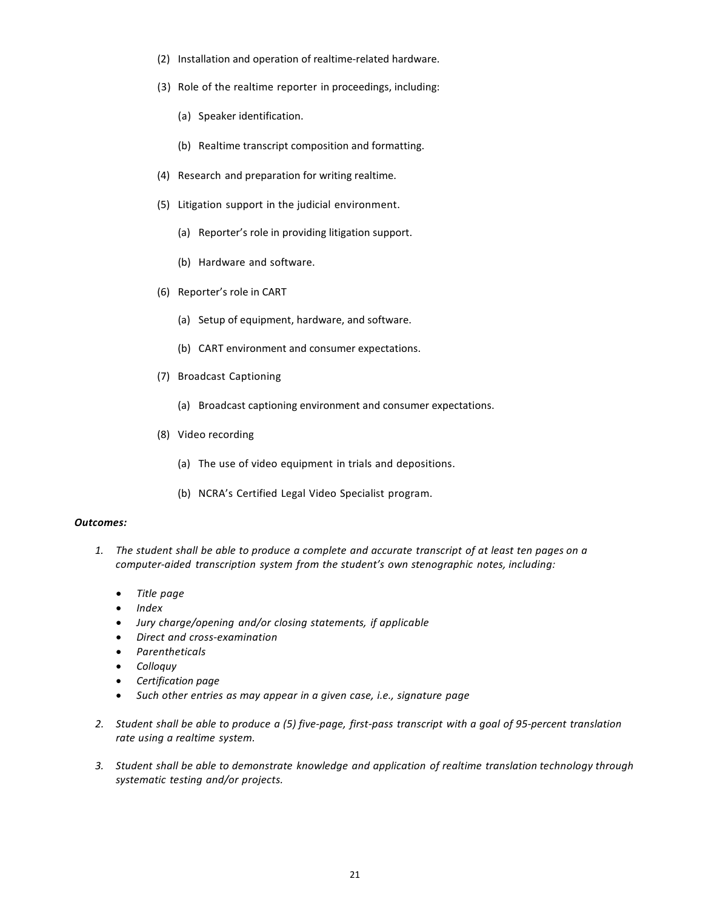(2) Installation and operation of realtime-related hardware.

(3) Role of the realtime reporter in proceedings, including:

  (a) Speaker identification.

  (b) Realtime transcript composition and formatting.

(4) Research and preparation for writing realtime.

(5) Litigation support in the judicial environment.

  (a) Reporter's role in providing litigation support.

  (b) Hardware and software.

(6) Reporter's role in CART

  (a) Setup of equipment, hardware, and software.

  (b) CART environment and consumer expectations.

(7) Broadcast Captioning

  (a) Broadcast captioning environment and consumer expectations.

(8) Video recording

  (a) The use of video equipment in trials and depositions.

  (b) NCRA's Certified Legal Video Specialist program.

***Outcomes:***

1. *The student shall be able to produce a complete and accurate transcript of at least ten pages on a computer-aided transcription system from the student's own stenographic notes, including:*
   - *Title page*
   - *Index*
   - *Jury charge/opening and/or closing statements, if applicable*
   - *Direct and cross-examination*
   - *Parentheticals*
   - *Colloquy*
   - *Certification page*
   - *Such other entries as may appear in a given case, i.e., signature page*

2. *Student shall be able to produce a (5) five-page, first-pass transcript with a goal of 95-percent translation rate using a realtime system.*

3. *Student shall be able to demonstrate knowledge and application of realtime translation technology through systematic testing and/or projects.*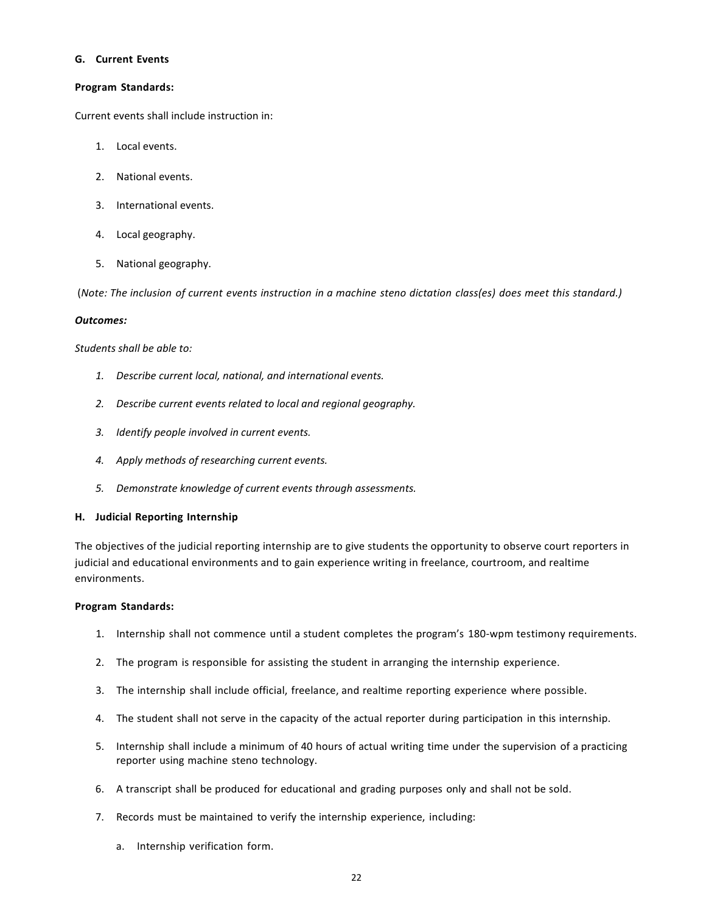### G. Current Events

**Program Standards:**

Current events shall include instruction in:

1. Local events.
2. National events.
3. International events.
4. Local geography.
5. National geography.

(*Note: The inclusion of current events instruction in a machine steno dictation class(es) does meet this standard.)*

***Outcomes:***

*Students shall be able to:*

1. *Describe current local, national, and international events.*
2. *Describe current events related to local and regional geography.*
3. *Identify people involved in current events.*
4. *Apply methods of researching current events.*
5. *Demonstrate knowledge of current events through assessments.*

### H. Judicial Reporting Internship

The objectives of the judicial reporting internship are to give students the opportunity to observe court reporters in judicial and educational environments and to gain experience writing in freelance, courtroom, and realtime environments.

**Program Standards:**

1. Internship shall not commence until a student completes the program's 180-wpm testimony requirements.
2. The program is responsible for assisting the student in arranging the internship experience.
3. The internship shall include official, freelance, and realtime reporting experience where possible.
4. The student shall not serve in the capacity of the actual reporter during participation in this internship.
5. Internship shall include a minimum of 40 hours of actual writing time under the supervision of a practicing reporter using machine steno technology.
6. A transcript shall be produced for educational and grading purposes only and shall not be sold.
7. Records must be maintained to verify the internship experience, including:
   a. Internship verification form.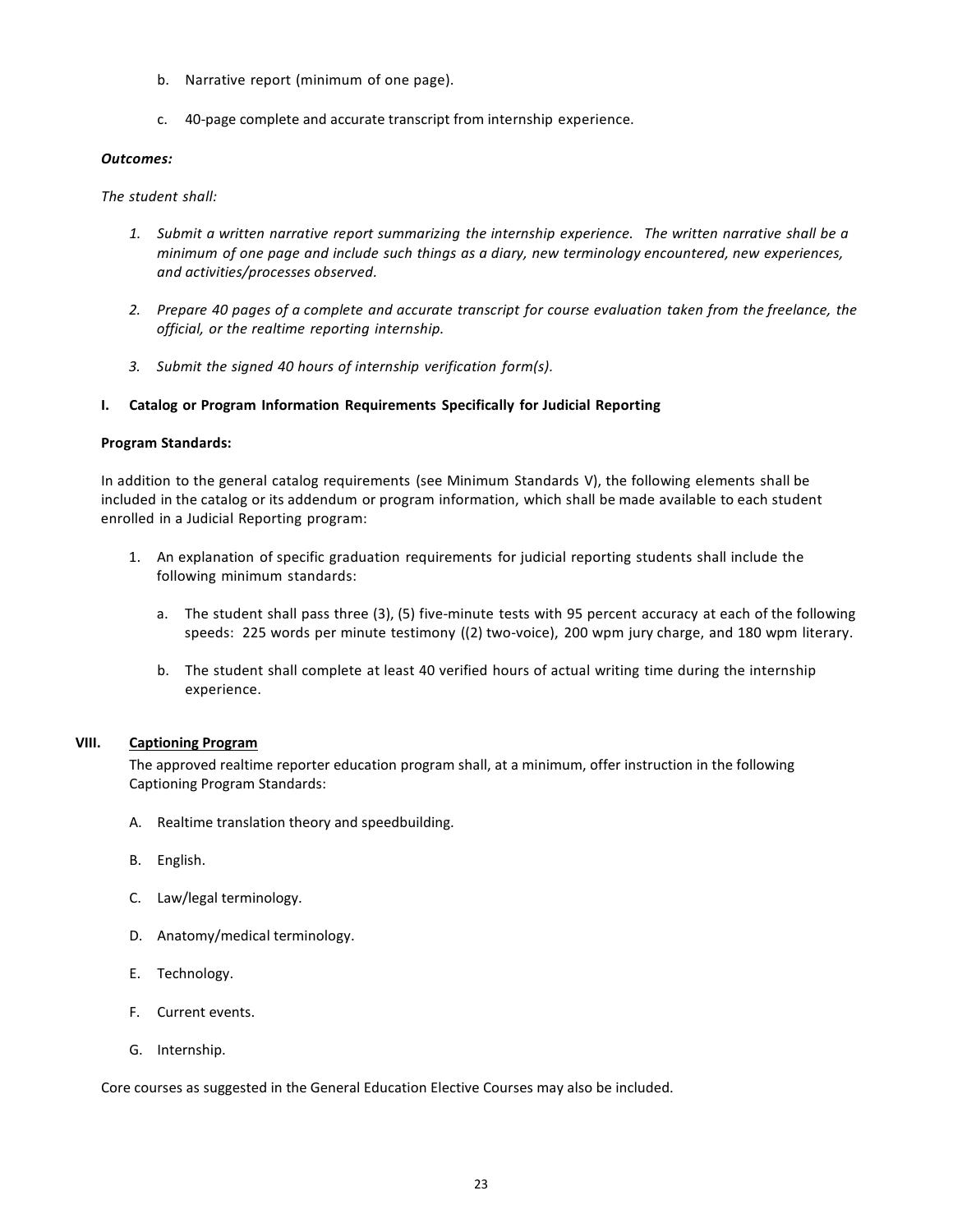b. Narrative report (minimum of one page).

c. 40-page complete and accurate transcript from internship experience.

***Outcomes:***

*The student shall:*

1. *Submit a written narrative report summarizing the internship experience. The written narrative shall be a minimum of one page and include such things as a diary, new terminology encountered, new experiences, and activities/processes observed.*

2. *Prepare 40 pages of a complete and accurate transcript for course evaluation taken from the freelance, the official, or the realtime reporting internship.*

3. *Submit the signed 40 hours of internship verification form(s).*

**I. Catalog or Program Information Requirements Specifically for Judicial Reporting**

**Program Standards:**

In addition to the general catalog requirements (see Minimum Standards V), the following elements shall be included in the catalog or its addendum or program information, which shall be made available to each student enrolled in a Judicial Reporting program:

1. An explanation of specific graduation requirements for judicial reporting students shall include the following minimum standards:

   a. The student shall pass three (3), (5) five-minute tests with 95 percent accuracy at each of the following speeds: 225 words per minute testimony ((2) two-voice), 200 wpm jury charge, and 180 wpm literary.

   b. The student shall complete at least 40 verified hours of actual writing time during the internship experience.

## VIII. Captioning Program

The approved realtime reporter education program shall, at a minimum, offer instruction in the following Captioning Program Standards:

A. Realtime translation theory and speedbuilding.

B. English.

C. Law/legal terminology.

D. Anatomy/medical terminology.

E. Technology.

F. Current events.

G. Internship.

Core courses as suggested in the General Education Elective Courses may also be included.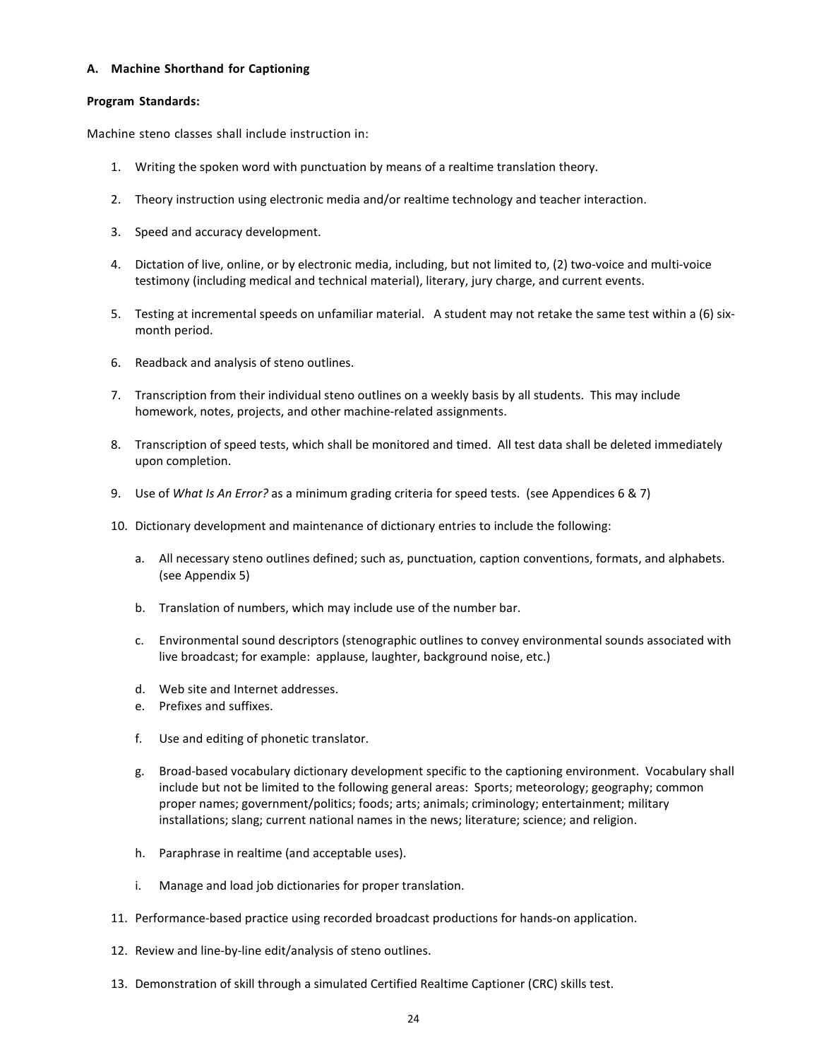#### A. Machine Shorthand for Captioning

**Program Standards:**

Machine steno classes shall include instruction in:

1. Writing the spoken word with punctuation by means of a realtime translation theory.

2. Theory instruction using electronic media and/or realtime technology and teacher interaction.

3. Speed and accuracy development.

4. Dictation of live, online, or by electronic media, including, but not limited to, (2) two-voice and multi-voice testimony (including medical and technical material), literary, jury charge, and current events.

5. Testing at incremental speeds on unfamiliar material. A student may not retake the same test within a (6) six-month period.

6. Readback and analysis of steno outlines.

7. Transcription from their individual steno outlines on a weekly basis by all students. This may include homework, notes, projects, and other machine-related assignments.

8. Transcription of speed tests, which shall be monitored and timed. All test data shall be deleted immediately upon completion.

9. Use of *What Is An Error?* as a minimum grading criteria for speed tests. (see Appendices 6 & 7)

10. Dictionary development and maintenance of dictionary entries to include the following:

    a. All necessary steno outlines defined; such as, punctuation, caption conventions, formats, and alphabets. (see Appendix 5)

    b. Translation of numbers, which may include use of the number bar.

    c. Environmental sound descriptors (stenographic outlines to convey environmental sounds associated with live broadcast; for example: applause, laughter, background noise, etc.)

    d. Web site and Internet addresses.

    e. Prefixes and suffixes.

    f. Use and editing of phonetic translator.

    g. Broad-based vocabulary dictionary development specific to the captioning environment. Vocabulary shall include but not be limited to the following general areas: Sports; meteorology; geography; common proper names; government/politics; foods; arts; animals; criminology; entertainment; military installations; slang; current national names in the news; literature; science; and religion.

    h. Paraphrase in realtime (and acceptable uses).

    i. Manage and load job dictionaries for proper translation.

11. Performance-based practice using recorded broadcast productions for hands-on application.

12. Review and line-by-line edit/analysis of steno outlines.

13. Demonstration of skill through a simulated Certified Realtime Captioner (CRC) skills test.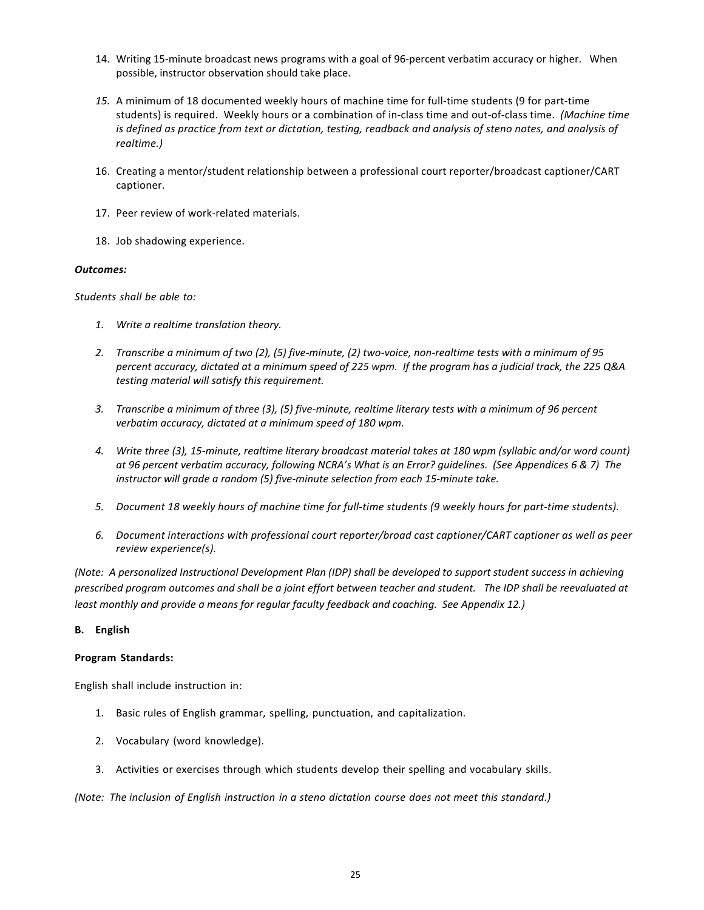14. Writing 15-minute broadcast news programs with a goal of 96-percent verbatim accuracy or higher. When possible, instructor observation should take place.

15. A minimum of 18 documented weekly hours of machine time for full-time students (9 for part-time students) is required. Weekly hours or a combination of in-class time and out-of-class time. *(Machine time is defined as practice from text or dictation, testing, readback and analysis of steno notes, and analysis of realtime.)*

16. Creating a mentor/student relationship between a professional court reporter/broadcast captioner/CART captioner.

17. Peer review of work-related materials.

18. Job shadowing experience.

***Outcomes:***

*Students shall be able to:*

1. *Write a realtime translation theory.*

2. *Transcribe a minimum of two (2), (5) five-minute, (2) two-voice, non-realtime tests with a minimum of 95 percent accuracy, dictated at a minimum speed of 225 wpm. If the program has a judicial track, the 225 Q&A testing material will satisfy this requirement.*

3. *Transcribe a minimum of three (3), (5) five-minute, realtime literary tests with a minimum of 96 percent verbatim accuracy, dictated at a minimum speed of 180 wpm.*

4. *Write three (3), 15-minute, realtime literary broadcast material takes at 180 wpm (syllabic and/or word count) at 96 percent verbatim accuracy, following NCRA's What is an Error? guidelines. (See Appendices 6 & 7) The instructor will grade a random (5) five-minute selection from each 15-minute take.*

5. *Document 18 weekly hours of machine time for full-time students (9 weekly hours for part-time students).*

6. *Document interactions with professional court reporter/broad cast captioner/CART captioner as well as peer review experience(s).*

*(Note: A personalized Instructional Development Plan (IDP) shall be developed to support student success in achieving prescribed program outcomes and shall be a joint effort between teacher and student. The IDP shall be reevaluated at least monthly and provide a means for regular faculty feedback and coaching. See Appendix 12.)*

**B. English**

**Program Standards:**

English shall include instruction in:

1. Basic rules of English grammar, spelling, punctuation, and capitalization.

2. Vocabulary (word knowledge).

3. Activities or exercises through which students develop their spelling and vocabulary skills.

*(Note: The inclusion of English instruction in a steno dictation course does not meet this standard.)*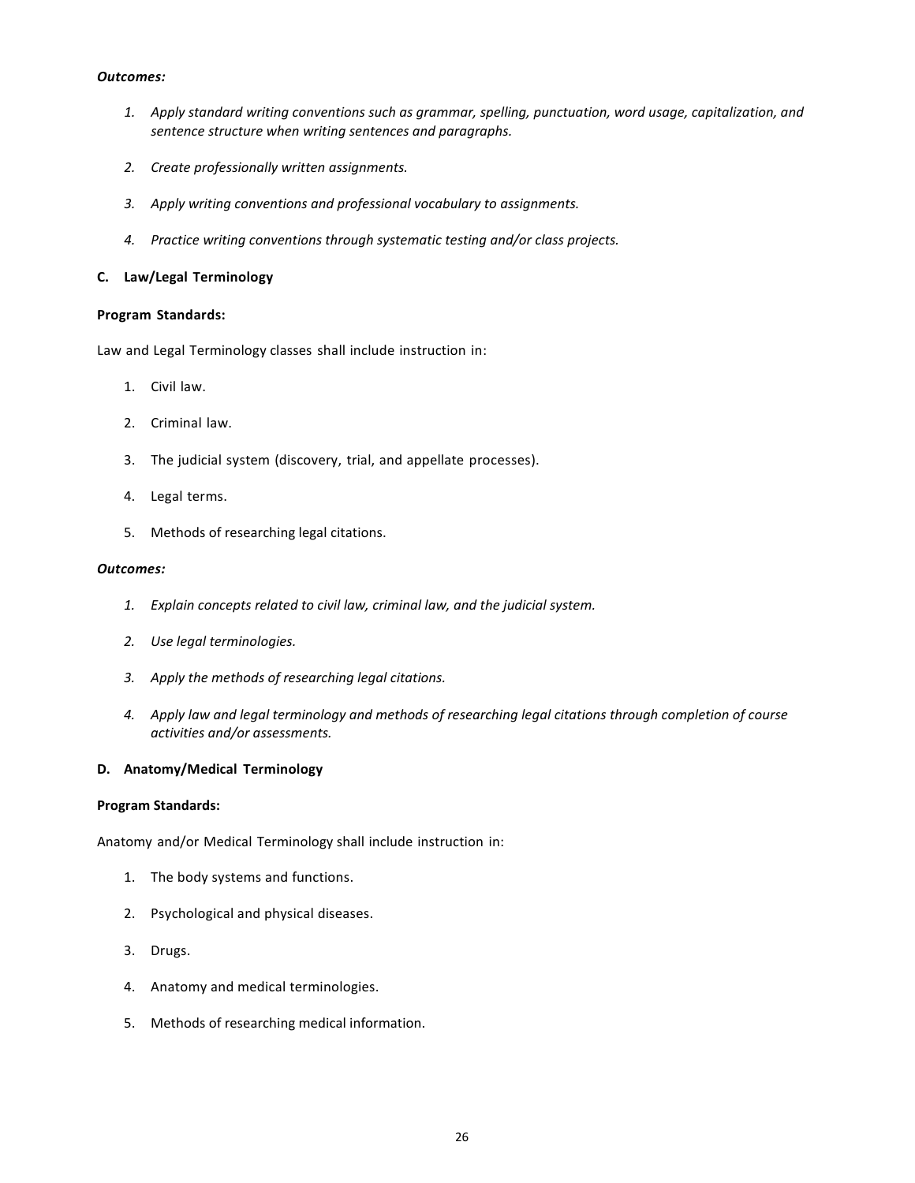***Outcomes:***

1. *Apply standard writing conventions such as grammar, spelling, punctuation, word usage, capitalization, and sentence structure when writing sentences and paragraphs.*

2. *Create professionally written assignments.*

3. *Apply writing conventions and professional vocabulary to assignments.*

4. *Practice writing conventions through systematic testing and/or class projects.*

### C. Law/Legal Terminology

**Program Standards:**

Law and Legal Terminology classes shall include instruction in:

1. Civil law.

2. Criminal law.

3. The judicial system (discovery, trial, and appellate processes).

4. Legal terms.

5. Methods of researching legal citations.

***Outcomes:***

1. *Explain concepts related to civil law, criminal law, and the judicial system.*

2. *Use legal terminologies.*

3. *Apply the methods of researching legal citations.*

4. *Apply law and legal terminology and methods of researching legal citations through completion of course activities and/or assessments.*

### D. Anatomy/Medical Terminology

**Program Standards:**

Anatomy and/or Medical Terminology shall include instruction in:

1. The body systems and functions.

2. Psychological and physical diseases.

3. Drugs.

4. Anatomy and medical terminologies.

5. Methods of researching medical information.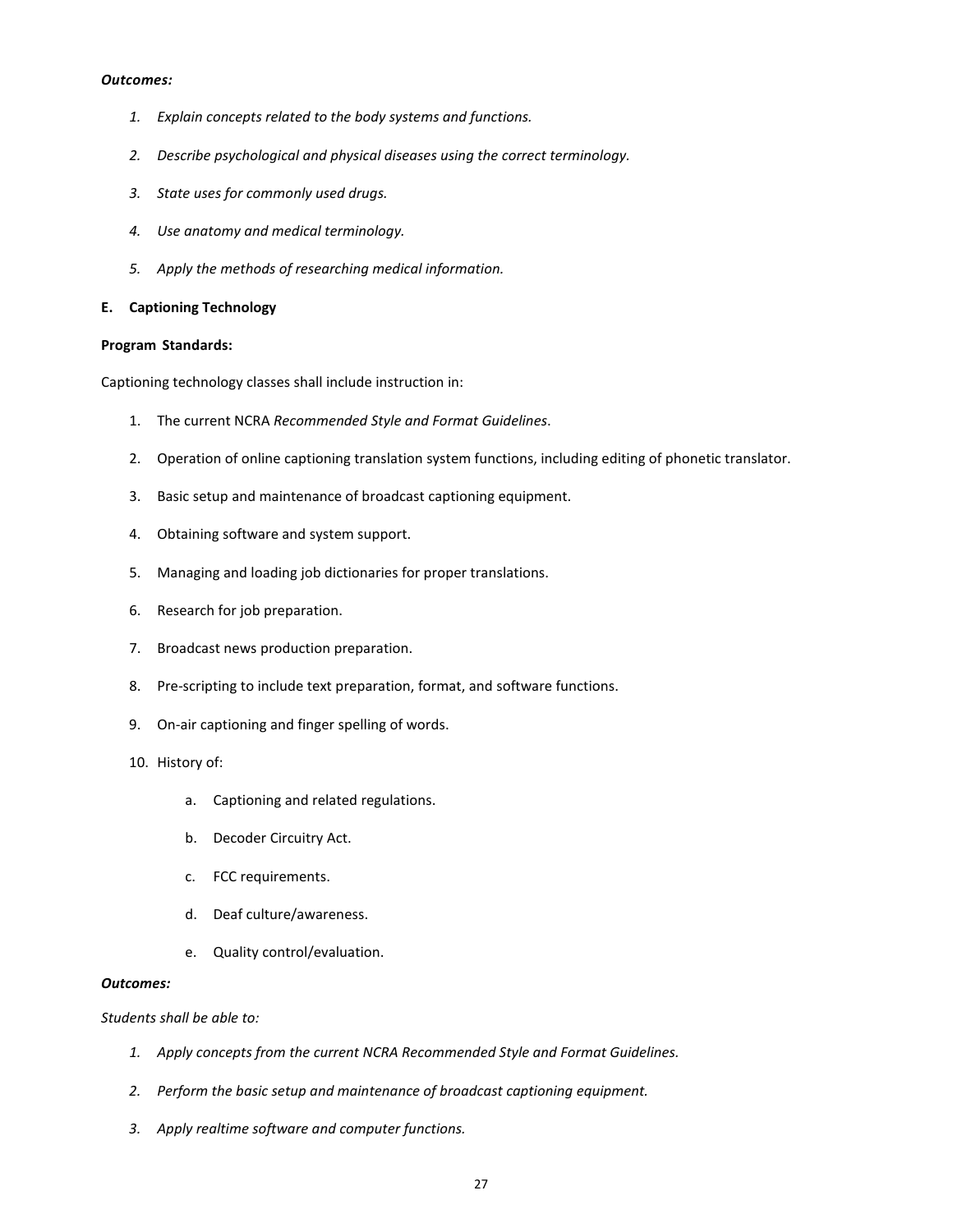***Outcomes:***

1. *Explain concepts related to the body systems and functions.*

2. *Describe psychological and physical diseases using the correct terminology.*

3. *State uses for commonly used drugs.*

4. *Use anatomy and medical terminology.*

5. *Apply the methods of researching medical information.*

**E. Captioning Technology**

**Program Standards:**

Captioning technology classes shall include instruction in:

1. The current NCRA *Recommended Style and Format Guidelines*.

2. Operation of online captioning translation system functions, including editing of phonetic translator.

3. Basic setup and maintenance of broadcast captioning equipment.

4. Obtaining software and system support.

5. Managing and loading job dictionaries for proper translations.

6. Research for job preparation.

7. Broadcast news production preparation.

8. Pre-scripting to include text preparation, format, and software functions.

9. On-air captioning and finger spelling of words.

10. History of:

    a. Captioning and related regulations.

    b. Decoder Circuitry Act.

    c. FCC requirements.

    d. Deaf culture/awareness.

    e. Quality control/evaluation.

***Outcomes:***

*Students shall be able to:*

1. *Apply concepts from the current NCRA Recommended Style and Format Guidelines.*

2. *Perform the basic setup and maintenance of broadcast captioning equipment.*

3. *Apply realtime software and computer functions.*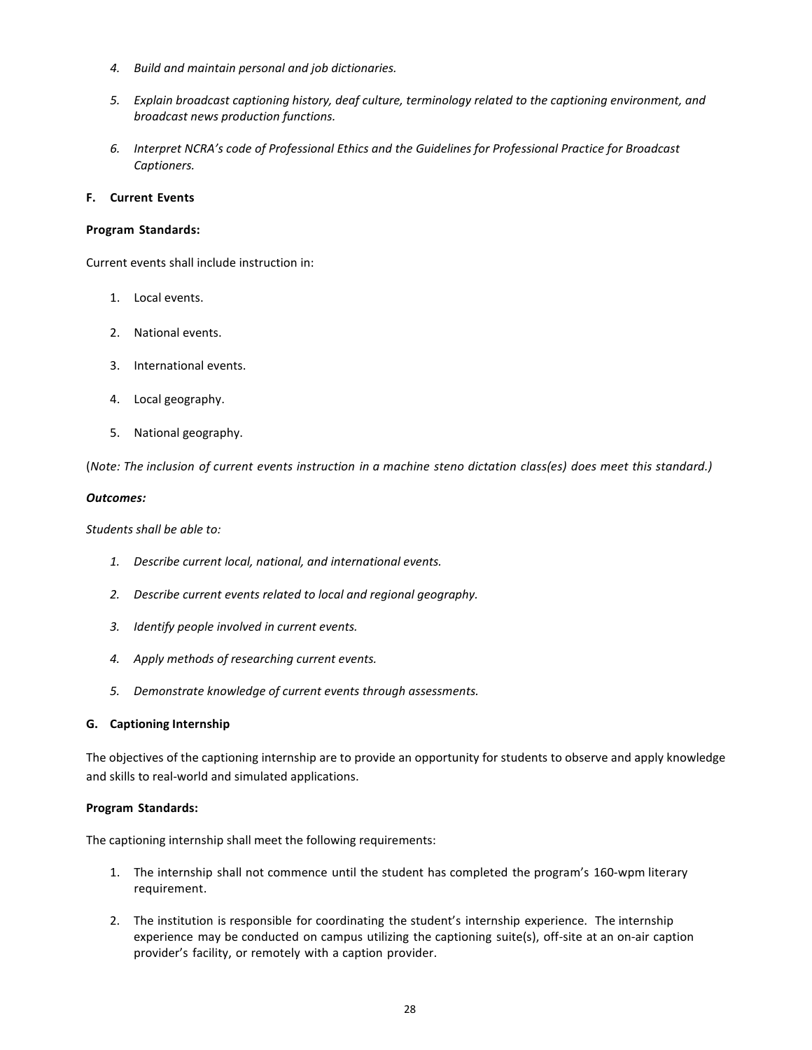4. *Build and maintain personal and job dictionaries.*

5. *Explain broadcast captioning history, deaf culture, terminology related to the captioning environment, and broadcast news production functions.*

6. *Interpret NCRA's code of Professional Ethics and the Guidelines for Professional Practice for Broadcast Captioners.*

### F. Current Events

**Program Standards:**

Current events shall include instruction in:

1. Local events.

2. National events.

3. International events.

4. Local geography.

5. National geography.

(*Note: The inclusion of current events instruction in a machine steno dictation class(es) does meet this standard.)*

***Outcomes:***

*Students shall be able to:*

1. *Describe current local, national, and international events.*

2. *Describe current events related to local and regional geography.*

3. *Identify people involved in current events.*

4. *Apply methods of researching current events.*

5. *Demonstrate knowledge of current events through assessments.*

### G. Captioning Internship

The objectives of the captioning internship are to provide an opportunity for students to observe and apply knowledge and skills to real-world and simulated applications.

**Program Standards:**

The captioning internship shall meet the following requirements:

1. The internship shall not commence until the student has completed the program's 160-wpm literary requirement.

2. The institution is responsible for coordinating the student's internship experience. The internship experience may be conducted on campus utilizing the captioning suite(s), off-site at an on-air caption provider's facility, or remotely with a caption provider.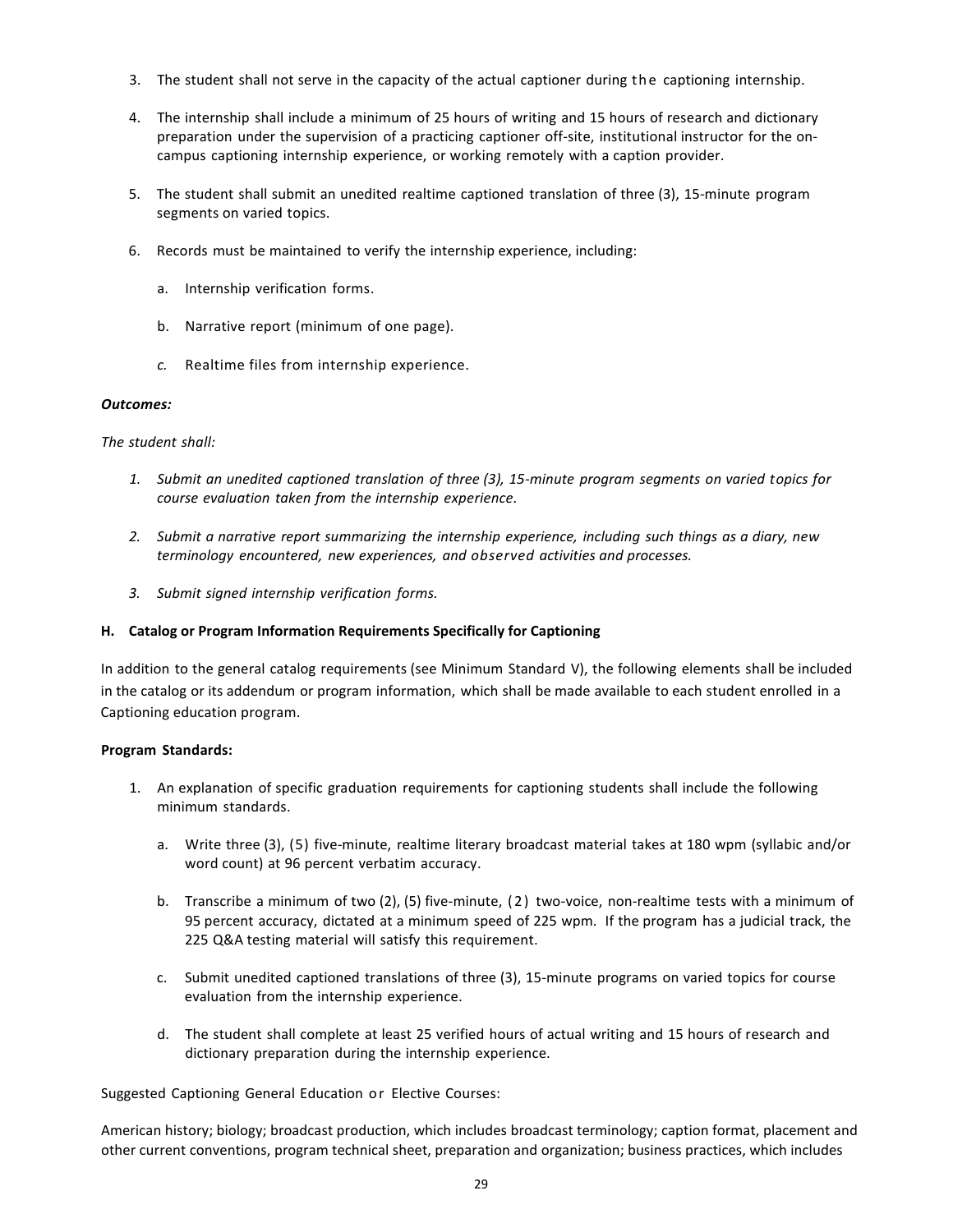3. The student shall not serve in the capacity of the actual captioner during the captioning internship.

4. The internship shall include a minimum of 25 hours of writing and 15 hours of research and dictionary preparation under the supervision of a practicing captioner off-site, institutional instructor for the on-campus captioning internship experience, or working remotely with a caption provider.

5. The student shall submit an unedited realtime captioned translation of three (3), 15-minute program segments on varied topics.

6. Records must be maintained to verify the internship experience, including:

   a. Internship verification forms.

   b. Narrative report (minimum of one page).

   *c.* Realtime files from internship experience.

***Outcomes:***

*The student shall:*

1. *Submit an unedited captioned translation of three (3), 15-minute program segments on varied topics for course evaluation taken from the internship experience.*

2. *Submit a narrative report summarizing the internship experience, including such things as a diary, new terminology encountered, new experiences, and observed activities and processes.*

3. *Submit signed internship verification forms.*

**H. Catalog or Program Information Requirements Specifically for Captioning**

In addition to the general catalog requirements (see Minimum Standard V), the following elements shall be included in the catalog or its addendum or program information, which shall be made available to each student enrolled in a Captioning education program.

**Program Standards:**

1. An explanation of specific graduation requirements for captioning students shall include the following minimum standards.

   a. Write three (3), (5) five-minute, realtime literary broadcast material takes at 180 wpm (syllabic and/or word count) at 96 percent verbatim accuracy.

   b. Transcribe a minimum of two (2), (5) five-minute, (2) two-voice, non-realtime tests with a minimum of 95 percent accuracy, dictated at a minimum speed of 225 wpm. If the program has a judicial track, the 225 Q&A testing material will satisfy this requirement.

   c. Submit unedited captioned translations of three (3), 15-minute programs on varied topics for course evaluation from the internship experience.

   d. The student shall complete at least 25 verified hours of actual writing and 15 hours of research and dictionary preparation during the internship experience.

Suggested Captioning General Education or Elective Courses:

American history; biology; broadcast production, which includes broadcast terminology; caption format, placement and other current conventions, program technical sheet, preparation and organization; business practices, which includes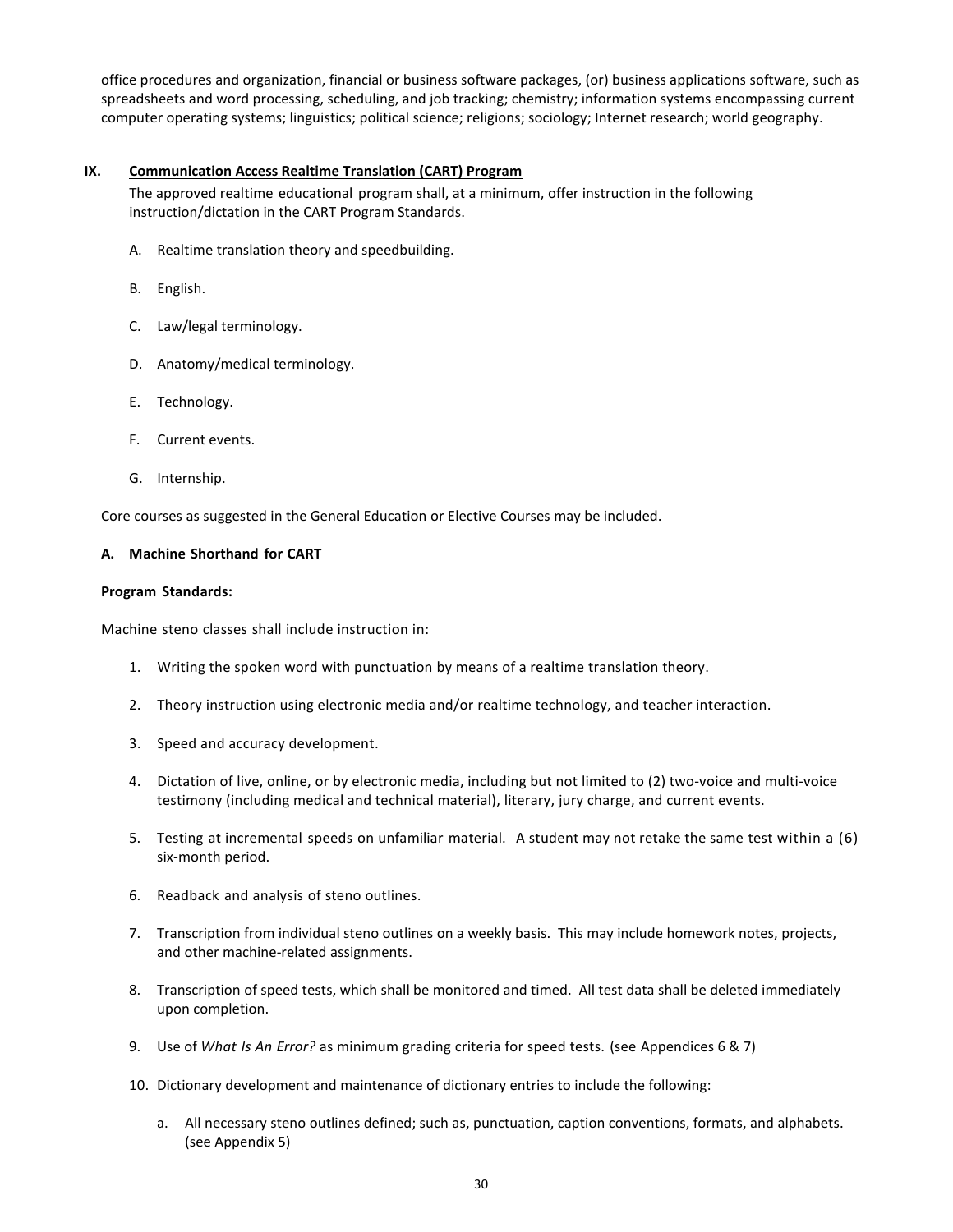office procedures and organization, financial or business software packages, (or) business applications software, such as spreadsheets and word processing, scheduling, and job tracking; chemistry; information systems encompassing current computer operating systems; linguistics; political science; religions; sociology; Internet research; world geography.

## IX. Communication Access Realtime Translation (CART) Program

The approved realtime educational program shall, at a minimum, offer instruction in the following instruction/dictation in the CART Program Standards.

A. Realtime translation theory and speedbuilding.

B. English.

C. Law/legal terminology.

D. Anatomy/medical terminology.

E. Technology.

F. Current events.

G. Internship.

Core courses as suggested in the General Education or Elective Courses may be included.

### A. Machine Shorthand for CART

**Program Standards:**

Machine steno classes shall include instruction in:

1. Writing the spoken word with punctuation by means of a realtime translation theory.
2. Theory instruction using electronic media and/or realtime technology, and teacher interaction.
3. Speed and accuracy development.
4. Dictation of live, online, or by electronic media, including but not limited to (2) two-voice and multi-voice testimony (including medical and technical material), literary, jury charge, and current events.
5. Testing at incremental speeds on unfamiliar material. A student may not retake the same test within a (6) six-month period.
6. Readback and analysis of steno outlines.
7. Transcription from individual steno outlines on a weekly basis. This may include homework notes, projects, and other machine-related assignments.
8. Transcription of speed tests, which shall be monitored and timed. All test data shall be deleted immediately upon completion.
9. Use of *What Is An Error?* as minimum grading criteria for speed tests. (see Appendices 6 & 7)
10. Dictionary development and maintenance of dictionary entries to include the following:
    a. All necessary steno outlines defined; such as, punctuation, caption conventions, formats, and alphabets. (see Appendix 5)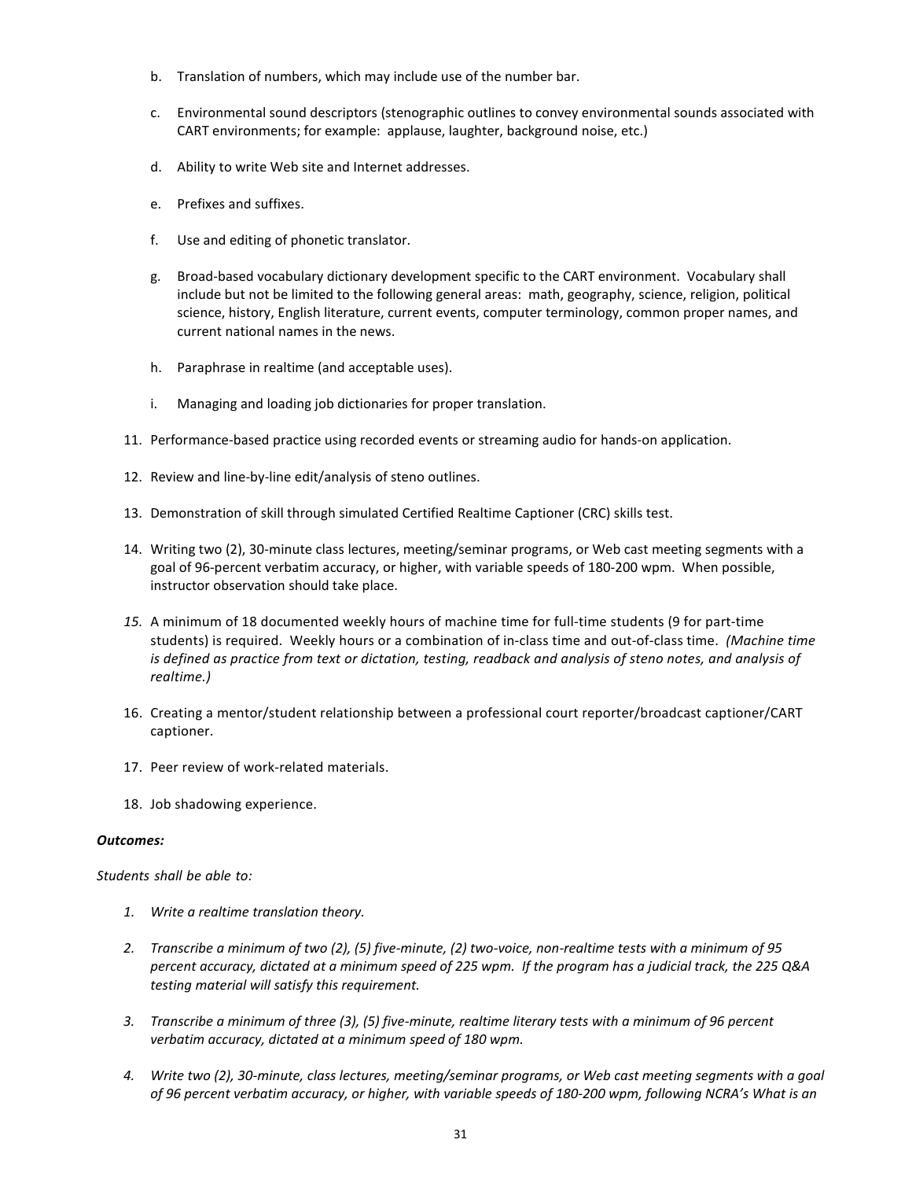b. Translation of numbers, which may include use of the number bar.

c. Environmental sound descriptors (stenographic outlines to convey environmental sounds associated with CART environments; for example: applause, laughter, background noise, etc.)

d. Ability to write Web site and Internet addresses.

e. Prefixes and suffixes.

f. Use and editing of phonetic translator.

g. Broad-based vocabulary dictionary development specific to the CART environment. Vocabulary shall include but not be limited to the following general areas: math, geography, science, religion, political science, history, English literature, current events, computer terminology, common proper names, and current national names in the news.

h. Paraphrase in realtime (and acceptable uses).

i. Managing and loading job dictionaries for proper translation.

11. Performance-based practice using recorded events or streaming audio for hands-on application.

12. Review and line-by-line edit/analysis of steno outlines.

13. Demonstration of skill through simulated Certified Realtime Captioner (CRC) skills test.

14. Writing two (2), 30-minute class lectures, meeting/seminar programs, or Web cast meeting segments with a goal of 96-percent verbatim accuracy, or higher, with variable speeds of 180-200 wpm. When possible, instructor observation should take place.

*15.* A minimum of 18 documented weekly hours of machine time for full-time students (9 for part-time students) is required. Weekly hours or a combination of in-class time and out-of-class time. *(Machine time is defined as practice from text or dictation, testing, readback and analysis of steno notes, and analysis of realtime.)*

16. Creating a mentor/student relationship between a professional court reporter/broadcast captioner/CART captioner.

17. Peer review of work-related materials.

18. Job shadowing experience.

***Outcomes:***

*Students shall be able to:*

1. *Write a realtime translation theory.*

2. *Transcribe a minimum of two (2), (5) five-minute, (2) two-voice, non-realtime tests with a minimum of 95 percent accuracy, dictated at a minimum speed of 225 wpm. If the program has a judicial track, the 225 Q&A testing material will satisfy this requirement.*

3. *Transcribe a minimum of three (3), (5) five-minute, realtime literary tests with a minimum of 96 percent verbatim accuracy, dictated at a minimum speed of 180 wpm.*

4. *Write two (2), 30-minute, class lectures, meeting/seminar programs, or Web cast meeting segments with a goal of 96 percent verbatim accuracy, or higher, with variable speeds of 180-200 wpm, following NCRA's What is an*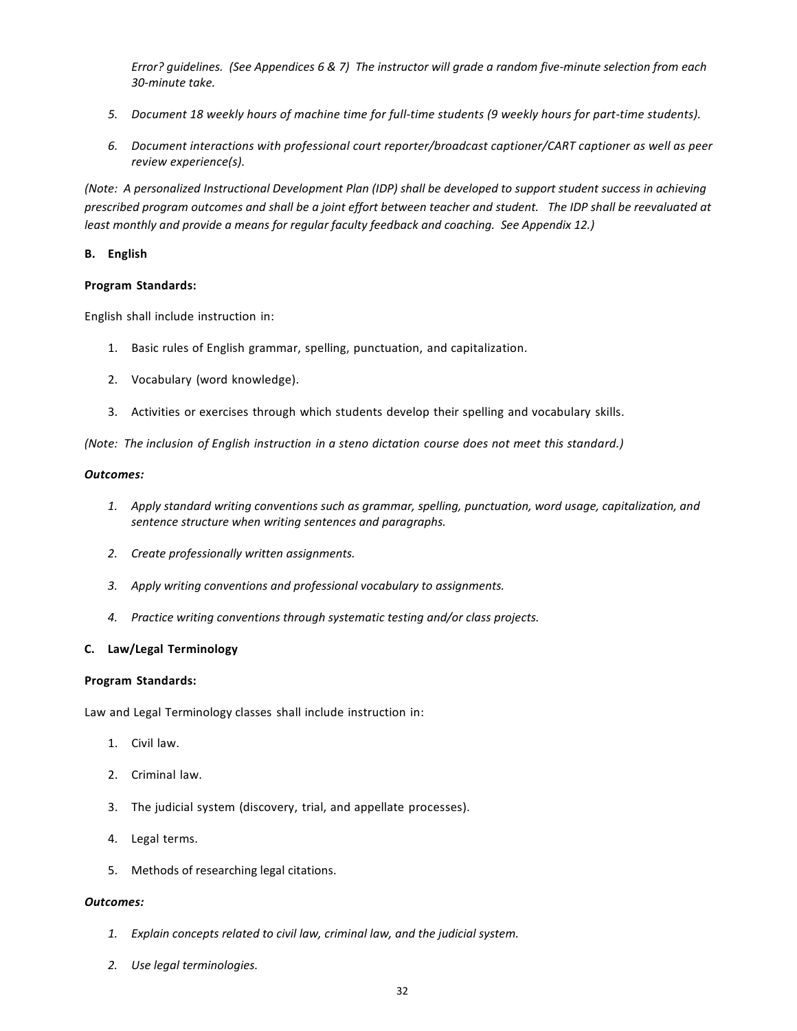*Error? guidelines. (See Appendices 6 & 7) The instructor will grade a random five-minute selection from each 30-minute take.*

5. *Document 18 weekly hours of machine time for full-time students (9 weekly hours for part-time students).*

6. *Document interactions with professional court reporter/broadcast captioner/CART captioner as well as peer review experience(s).*

*(Note: A personalized Instructional Development Plan (IDP) shall be developed to support student success in achieving prescribed program outcomes and shall be a joint effort between teacher and student. The IDP shall be reevaluated at least monthly and provide a means for regular faculty feedback and coaching. See Appendix 12.)*

**B. English**

**Program Standards:**

English shall include instruction in:

1. Basic rules of English grammar, spelling, punctuation, and capitalization.
2. Vocabulary (word knowledge).
3. Activities or exercises through which students develop their spelling and vocabulary skills.

*(Note: The inclusion of English instruction in a steno dictation course does not meet this standard.)*

***Outcomes:***

1. *Apply standard writing conventions such as grammar, spelling, punctuation, word usage, capitalization, and sentence structure when writing sentences and paragraphs.*
2. *Create professionally written assignments.*
3. *Apply writing conventions and professional vocabulary to assignments.*
4. *Practice writing conventions through systematic testing and/or class projects.*

**C. Law/Legal Terminology**

**Program Standards:**

Law and Legal Terminology classes shall include instruction in:

1. Civil law.
2. Criminal law.
3. The judicial system (discovery, trial, and appellate processes).
4. Legal terms.
5. Methods of researching legal citations.

***Outcomes:***

1. *Explain concepts related to civil law, criminal law, and the judicial system.*
2. *Use legal terminologies.*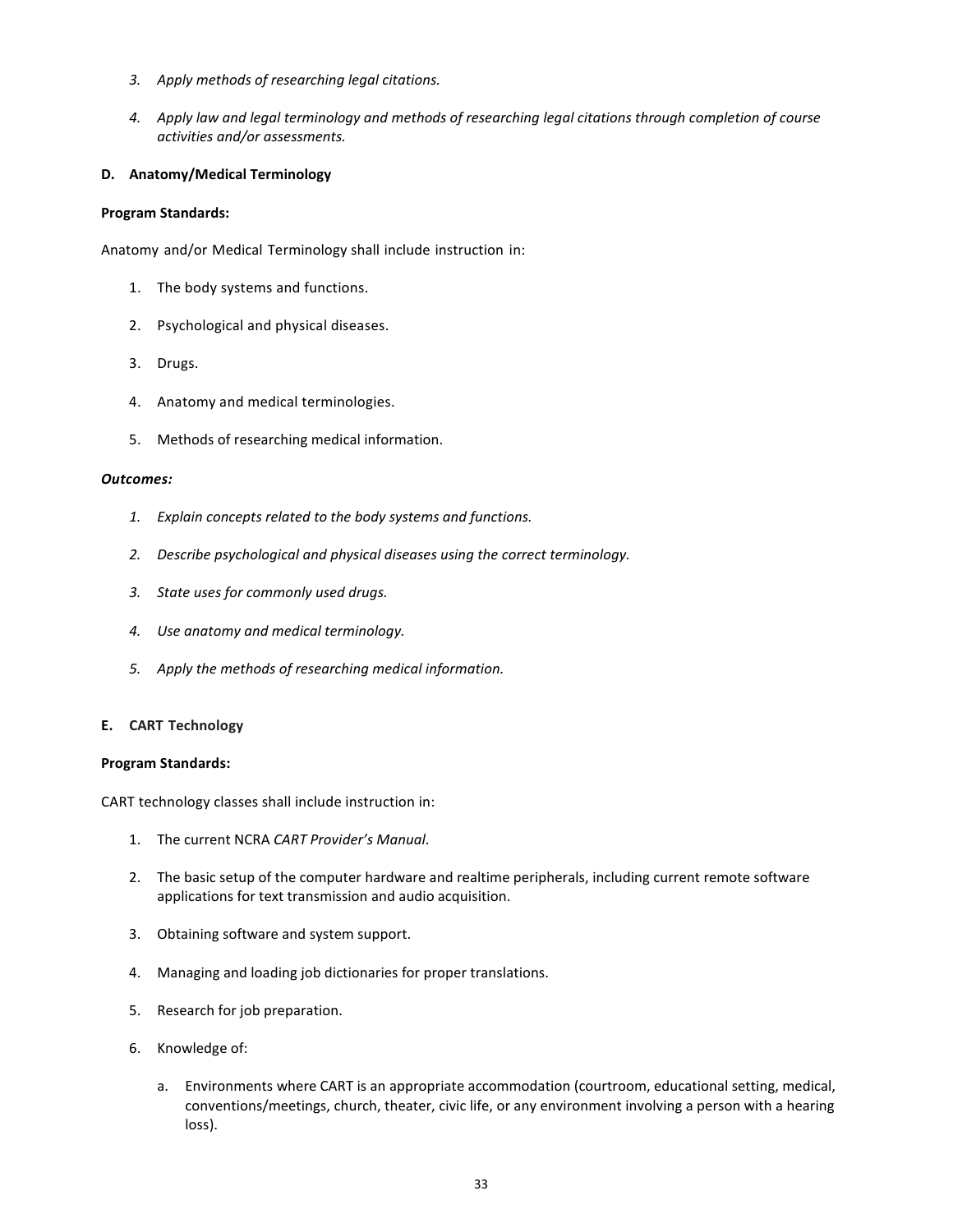3. *Apply methods of researching legal citations.*

4. *Apply law and legal terminology and methods of researching legal citations through completion of course activities and/or assessments.*

**D. Anatomy/Medical Terminology**

**Program Standards:**

Anatomy and/or Medical Terminology shall include instruction in:

1. The body systems and functions.

2. Psychological and physical diseases.

3. Drugs.

4. Anatomy and medical terminologies.

5. Methods of researching medical information.

***Outcomes:***

1. *Explain concepts related to the body systems and functions.*

2. *Describe psychological and physical diseases using the correct terminology.*

3. *State uses for commonly used drugs.*

4. *Use anatomy and medical terminology.*

5. *Apply the methods of researching medical information.*

**E. CART Technology**

**Program Standards:**

CART technology classes shall include instruction in:

1. The current NCRA *CART Provider's Manual*.

2. The basic setup of the computer hardware and realtime peripherals, including current remote software applications for text transmission and audio acquisition.

3. Obtaining software and system support.

4. Managing and loading job dictionaries for proper translations.

5. Research for job preparation.

6. Knowledge of:

   a. Environments where CART is an appropriate accommodation (courtroom, educational setting, medical, conventions/meetings, church, theater, civic life, or any environment involving a person with a hearing loss).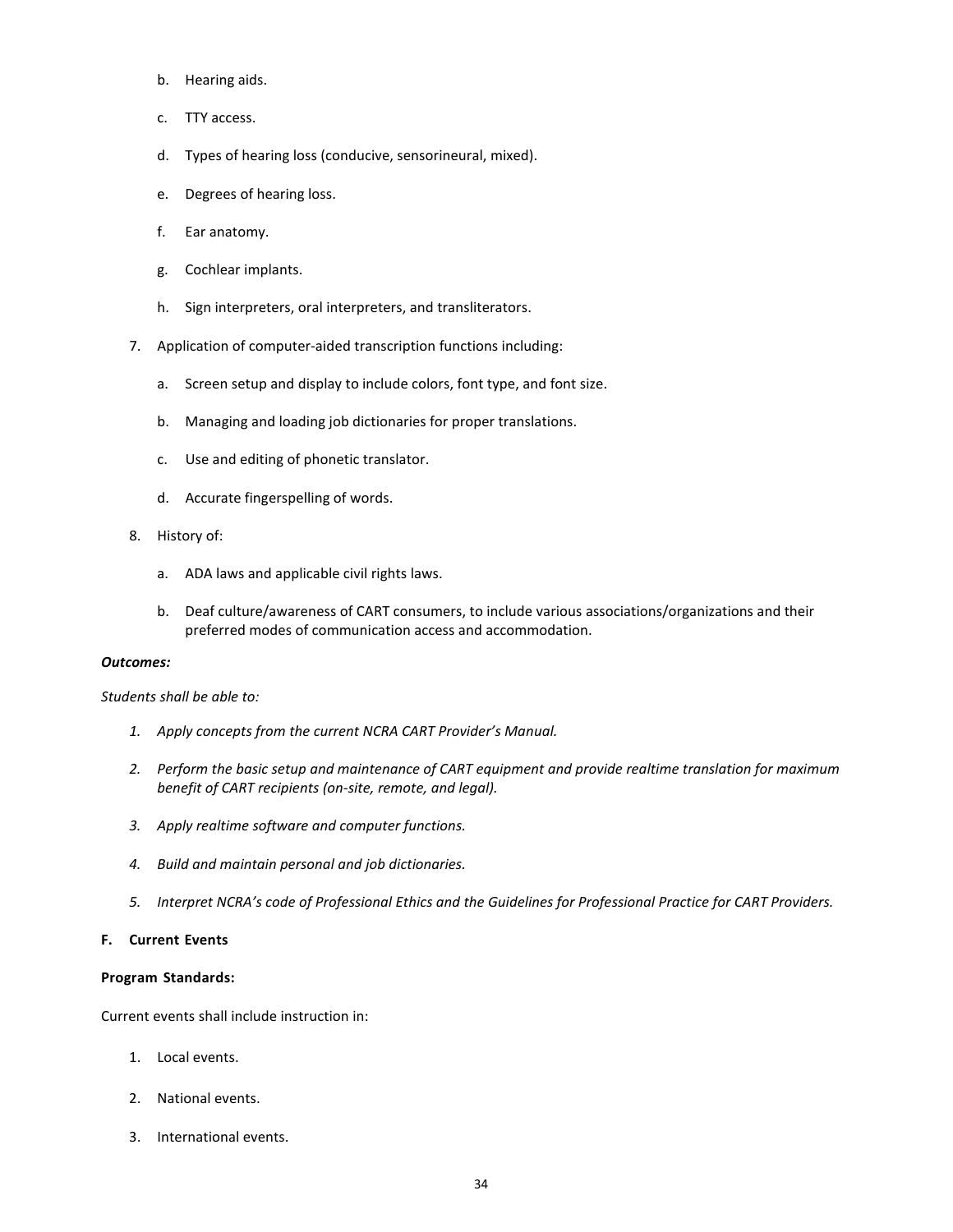b. Hearing aids.

   c. TTY access.

   d. Types of hearing loss (conducive, sensorineural, mixed).

   e. Degrees of hearing loss.

   f. Ear anatomy.

   g. Cochlear implants.

   h. Sign interpreters, oral interpreters, and transliterators.

7. Application of computer-aided transcription functions including:

   a. Screen setup and display to include colors, font type, and font size.

   b. Managing and loading job dictionaries for proper translations.

   c. Use and editing of phonetic translator.

   d. Accurate fingerspelling of words.

8. History of:

   a. ADA laws and applicable civil rights laws.

   b. Deaf culture/awareness of CART consumers, to include various associations/organizations and their preferred modes of communication access and accommodation.

***Outcomes:***

*Students shall be able to:*

1. *Apply concepts from the current NCRA CART Provider's Manual.*
2. *Perform the basic setup and maintenance of CART equipment and provide realtime translation for maximum benefit of CART recipients (on-site, remote, and legal).*
3. *Apply realtime software and computer functions.*
4. *Build and maintain personal and job dictionaries.*
5. *Interpret NCRA's code of Professional Ethics and the Guidelines for Professional Practice for CART Providers.*

**F. Current Events**

**Program Standards:**

Current events shall include instruction in:

1. Local events.
2. National events.
3. International events.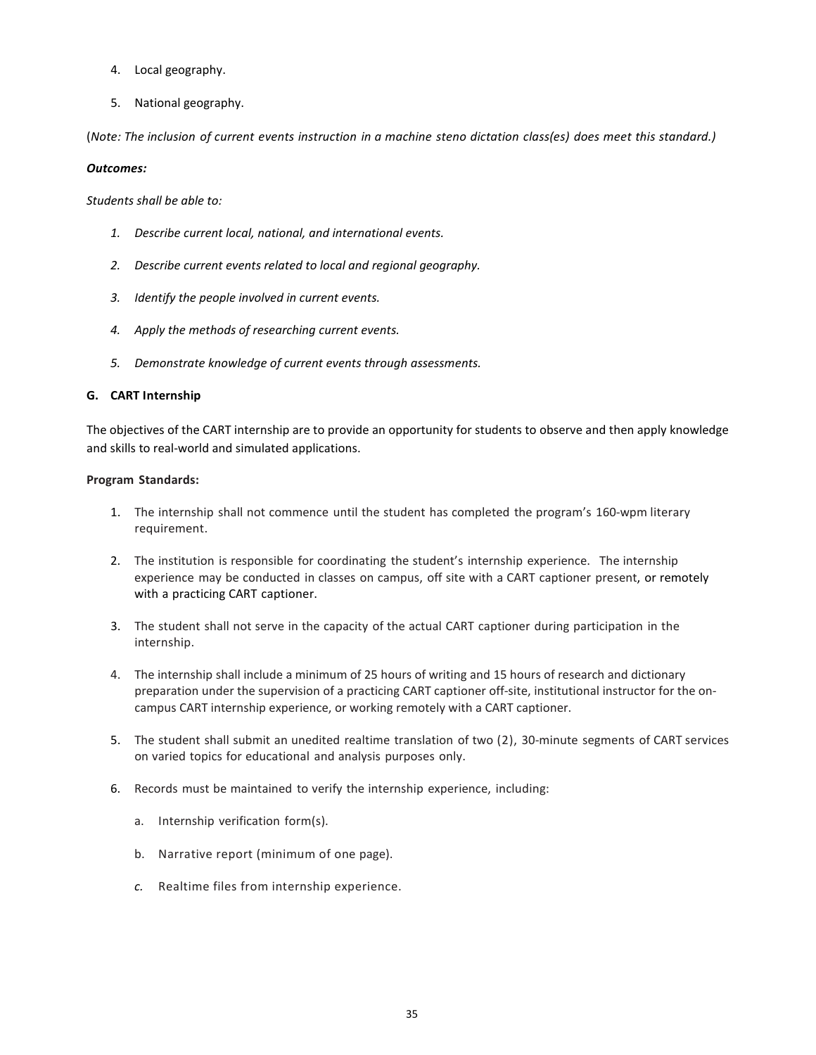4. Local geography.

5. National geography.

(*Note: The inclusion of current events instruction in a machine steno dictation class(es) does meet this standard.)*

***Outcomes:***

*Students shall be able to:*

1. *Describe current local, national, and international events.*

2. *Describe current events related to local and regional geography.*

3. *Identify the people involved in current events.*

4. *Apply the methods of researching current events.*

5. *Demonstrate knowledge of current events through assessments.*

### G. CART Internship

The objectives of the CART internship are to provide an opportunity for students to observe and then apply knowledge and skills to real-world and simulated applications.

**Program Standards:**

1. The internship shall not commence until the student has completed the program's 160-wpm literary requirement.

2. The institution is responsible for coordinating the student's internship experience. The internship experience may be conducted in classes on campus, off site with a CART captioner present, or remotely with a practicing CART captioner.

3. The student shall not serve in the capacity of the actual CART captioner during participation in the internship.

4. The internship shall include a minimum of 25 hours of writing and 15 hours of research and dictionary preparation under the supervision of a practicing CART captioner off-site, institutional instructor for the on-campus CART internship experience, or working remotely with a CART captioner.

5. The student shall submit an unedited realtime translation of two (2), 30-minute segments of CART services on varied topics for educational and analysis purposes only.

6. Records must be maintained to verify the internship experience, including:

   a. Internship verification form(s).

   b. Narrative report (minimum of one page).

   *c.* Realtime files from internship experience.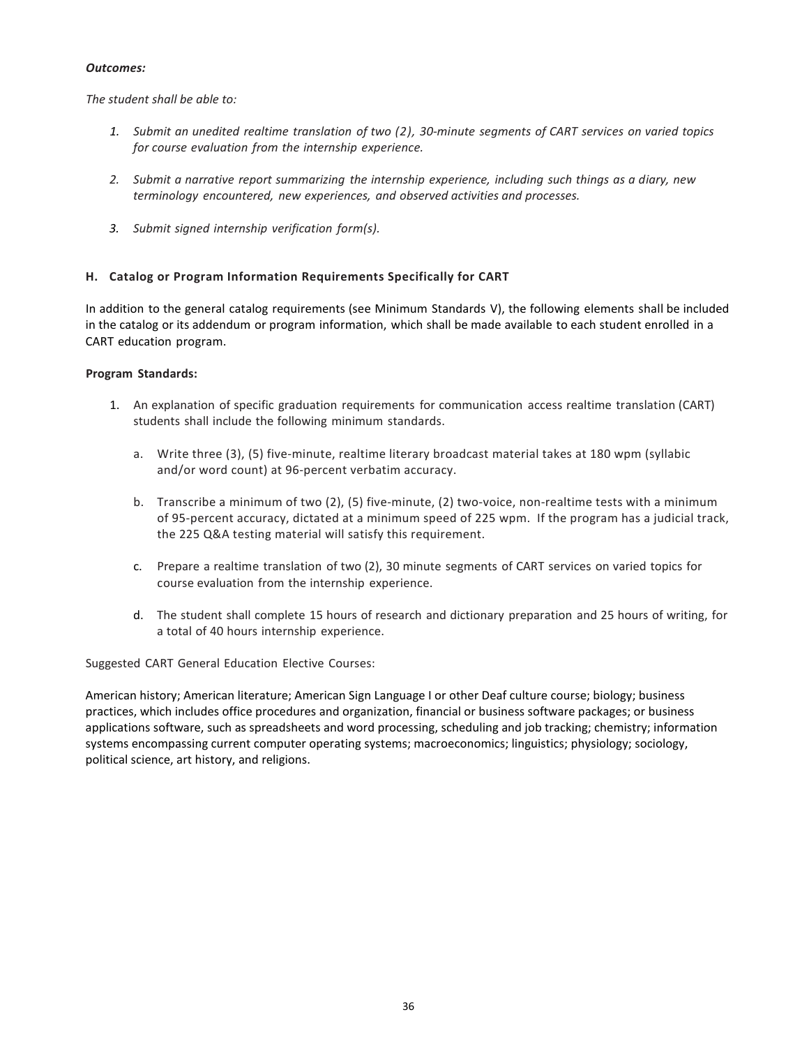***Outcomes:***

*The student shall be able to:*

1. *Submit an unedited realtime translation of two (2), 30-minute segments of CART services on varied topics for course evaluation from the internship experience.*

2. *Submit a narrative report summarizing the internship experience, including such things as a diary, new terminology encountered, new experiences, and observed activities and processes.*

3. *Submit signed internship verification form(s).*

### H. Catalog or Program Information Requirements Specifically for CART

In addition to the general catalog requirements (see Minimum Standards V), the following elements shall be included in the catalog or its addendum or program information, which shall be made available to each student enrolled in a CART education program.

**Program Standards:**

1. An explanation of specific graduation requirements for communication access realtime translation (CART) students shall include the following minimum standards.

   a. Write three (3), (5) five-minute, realtime literary broadcast material takes at 180 wpm (syllabic and/or word count) at 96-percent verbatim accuracy.

   b. Transcribe a minimum of two (2), (5) five-minute, (2) two-voice, non-realtime tests with a minimum of 95-percent accuracy, dictated at a minimum speed of 225 wpm. If the program has a judicial track, the 225 Q&A testing material will satisfy this requirement.

   c. Prepare a realtime translation of two (2), 30 minute segments of CART services on varied topics for course evaluation from the internship experience.

   d. The student shall complete 15 hours of research and dictionary preparation and 25 hours of writing, for a total of 40 hours internship experience.

Suggested CART General Education Elective Courses:

American history; American literature; American Sign Language I or other Deaf culture course; biology; business practices, which includes office procedures and organization, financial or business software packages; or business applications software, such as spreadsheets and word processing, scheduling and job tracking; chemistry; information systems encompassing current computer operating systems; macroeconomics; linguistics; physiology; sociology, political science, art history, and religions.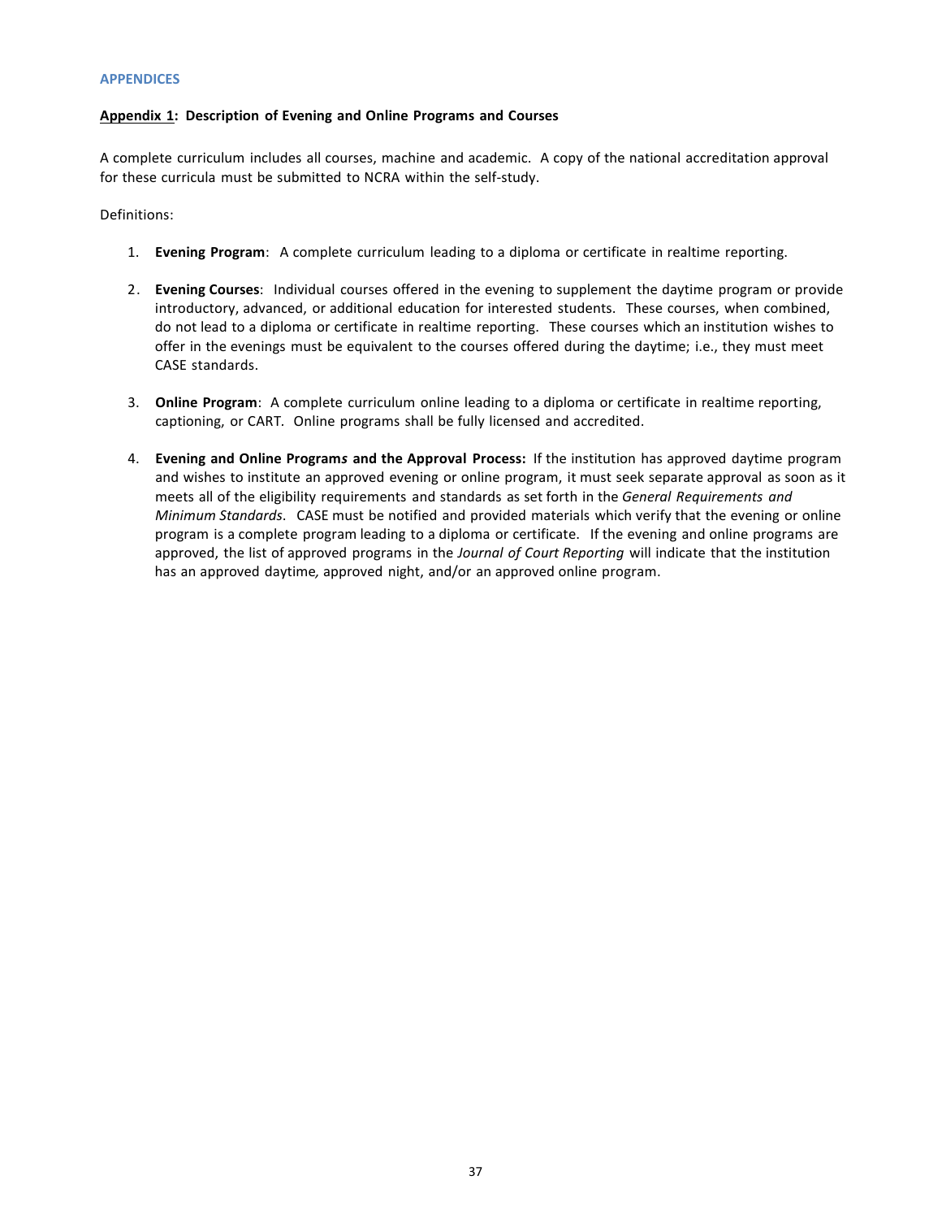## APPENDICES

**<u>Appendix 1</u>: Description of Evening and Online Programs and Courses**

A complete curriculum includes all courses, machine and academic. A copy of the national accreditation approval for these curricula must be submitted to NCRA within the self-study.

Definitions:

1. **Evening Program**: A complete curriculum leading to a diploma or certificate in realtime reporting.

2. **Evening Courses**: Individual courses offered in the evening to supplement the daytime program or provide introductory, advanced, or additional education for interested students. These courses, when combined, do not lead to a diploma or certificate in realtime reporting. These courses which an institution wishes to offer in the evenings must be equivalent to the courses offered during the daytime; i.e., they must meet CASE standards.

3. **Online Program**: A complete curriculum online leading to a diploma or certificate in realtime reporting, captioning, or CART. Online programs shall be fully licensed and accredited.

4. **Evening and Online Program*s* and the Approval Process:** If the institution has approved daytime program and wishes to institute an approved evening or online program, it must seek separate approval as soon as it meets all of the eligibility requirements and standards as set forth in the *General Requirements and Minimum Standards*. CASE must be notified and provided materials which verify that the evening or online program is a complete program leading to a diploma or certificate. If the evening and online programs are approved, the list of approved programs in the *Journal of Court Reporting* will indicate that the institution has an approved daytime*,* approved night, and/or an approved online program.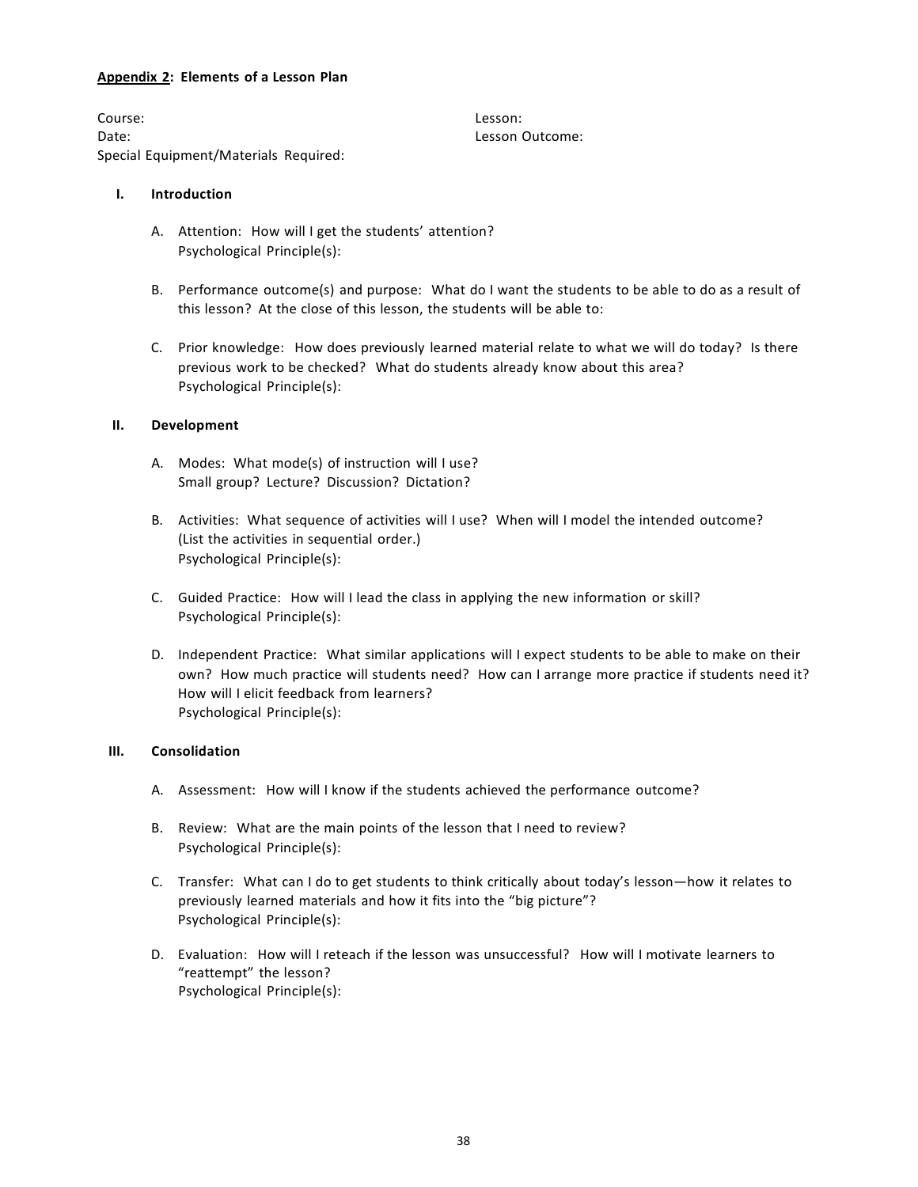**Appendix 2: Elements of a Lesson Plan**

Course:
Date:
Special Equipment/Materials Required:

Lesson:
Lesson Outcome:

**I. Introduction**

A. Attention: How will I get the students' attention?
Psychological Principle(s):

B. Performance outcome(s) and purpose: What do I want the students to be able to do as a result of this lesson? At the close of this lesson, the students will be able to:

C. Prior knowledge: How does previously learned material relate to what we will do today? Is there previous work to be checked? What do students already know about this area?
Psychological Principle(s):

**II. Development**

A. Modes: What mode(s) of instruction will I use?
Small group? Lecture? Discussion? Dictation?

B. Activities: What sequence of activities will I use? When will I model the intended outcome? (List the activities in sequential order.)
Psychological Principle(s):

C. Guided Practice: How will I lead the class in applying the new information or skill?
Psychological Principle(s):

D. Independent Practice: What similar applications will I expect students to be able to make on their own? How much practice will students need? How can I arrange more practice if students need it? How will I elicit feedback from learners?
Psychological Principle(s):

**III. Consolidation**

A. Assessment: How will I know if the students achieved the performance outcome?

B. Review: What are the main points of the lesson that I need to review?
Psychological Principle(s):

C. Transfer: What can I do to get students to think critically about today's lesson—how it relates to previously learned materials and how it fits into the "big picture"?
Psychological Principle(s):

D. Evaluation: How will I reteach if the lesson was unsuccessful? How will I motivate learners to "reattempt" the lesson?
Psychological Principle(s):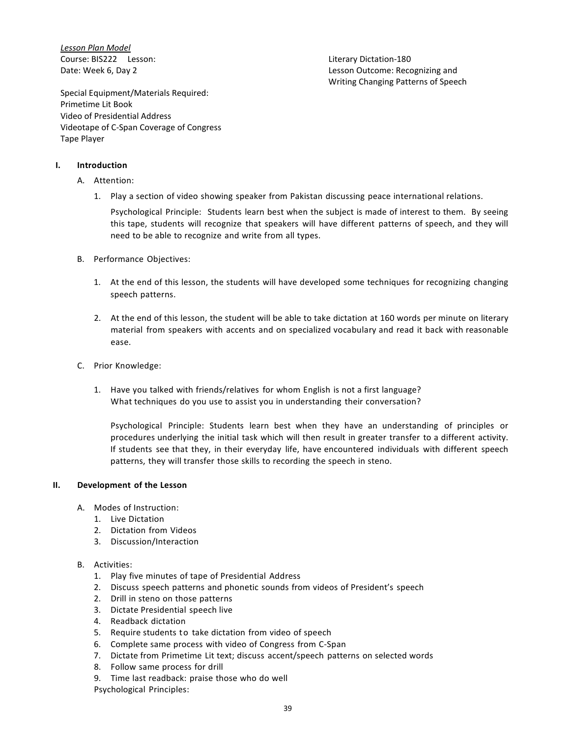*Lesson Plan Model*
Course: BIS222 Lesson: Literary Dictation-180
Date: Week 6, Day 2

Lesson Outcome: Recognizing and Writing Changing Patterns of Speech

Special Equipment/Materials Required:
Primetime Lit Book
Video of Presidential Address
Videotape of C-Span Coverage of Congress
Tape Player

**I. Introduction**

A. Attention:

1. Play a section of video showing speaker from Pakistan discussing peace international relations.

   Psychological Principle: Students learn best when the subject is made of interest to them. By seeing this tape, students will recognize that speakers will have different patterns of speech, and they will need to be able to recognize and write from all types.

B. Performance Objectives:

1. At the end of this lesson, the students will have developed some techniques for recognizing changing speech patterns.

2. At the end of this lesson, the student will be able to take dictation at 160 words per minute on literary material from speakers with accents and on specialized vocabulary and read it back with reasonable ease.

C. Prior Knowledge:

1. Have you talked with friends/relatives for whom English is not a first language? What techniques do you use to assist you in understanding their conversation?

   Psychological Principle: Students learn best when they have an understanding of principles or procedures underlying the initial task which will then result in greater transfer to a different activity. If students see that they, in their everyday life, have encountered individuals with different speech patterns, they will transfer those skills to recording the speech in steno.

**II. Development of the Lesson**

A. Modes of Instruction:
1. Live Dictation
2. Dictation from Videos
3. Discussion/Interaction

B. Activities:
1. Play five minutes of tape of Presidential Address
2. Discuss speech patterns and phonetic sounds from videos of President's speech
2. Drill in steno on those patterns
3. Dictate Presidential speech live
4. Readback dictation
5. Require students to take dictation from video of speech
6. Complete same process with video of Congress from C-Span
7. Dictate from Primetime Lit text; discuss accent/speech patterns on selected words
8. Follow same process for drill
9. Time last readback: praise those who do well

Psychological Principles: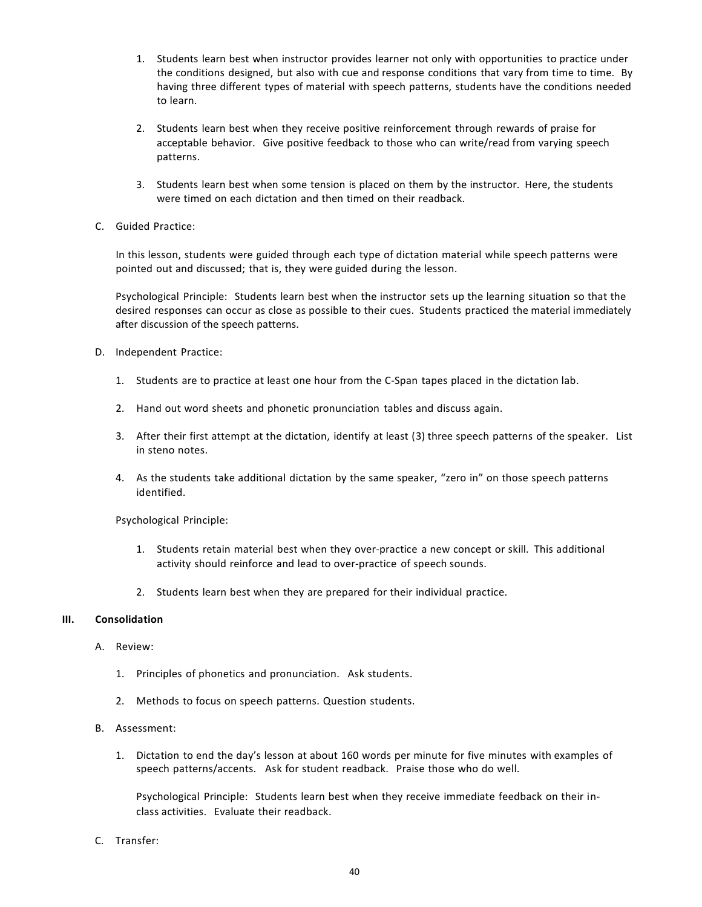1. Students learn best when instructor provides learner not only with opportunities to practice under the conditions designed, but also with cue and response conditions that vary from time to time. By having three different types of material with speech patterns, students have the conditions needed to learn.

2. Students learn best when they receive positive reinforcement through rewards of praise for acceptable behavior. Give positive feedback to those who can write/read from varying speech patterns.

3. Students learn best when some tension is placed on them by the instructor. Here, the students were timed on each dictation and then timed on their readback.

C. Guided Practice:

In this lesson, students were guided through each type of dictation material while speech patterns were pointed out and discussed; that is, they were guided during the lesson.

Psychological Principle: Students learn best when the instructor sets up the learning situation so that the desired responses can occur as close as possible to their cues. Students practiced the material immediately after discussion of the speech patterns.

D. Independent Practice:

1. Students are to practice at least one hour from the C-Span tapes placed in the dictation lab.

2. Hand out word sheets and phonetic pronunciation tables and discuss again.

3. After their first attempt at the dictation, identify at least (3) three speech patterns of the speaker. List in steno notes.

4. As the students take additional dictation by the same speaker, "zero in" on those speech patterns identified.

Psychological Principle:

1. Students retain material best when they over-practice a new concept or skill. This additional activity should reinforce and lead to over-practice of speech sounds.

2. Students learn best when they are prepared for their individual practice.

### III. Consolidation

A. Review:

1. Principles of phonetics and pronunciation. Ask students.

2. Methods to focus on speech patterns. Question students.

B. Assessment:

1. Dictation to end the day's lesson at about 160 words per minute for five minutes with examples of speech patterns/accents. Ask for student readback. Praise those who do well.

   Psychological Principle: Students learn best when they receive immediate feedback on their in-class activities. Evaluate their readback.

C. Transfer: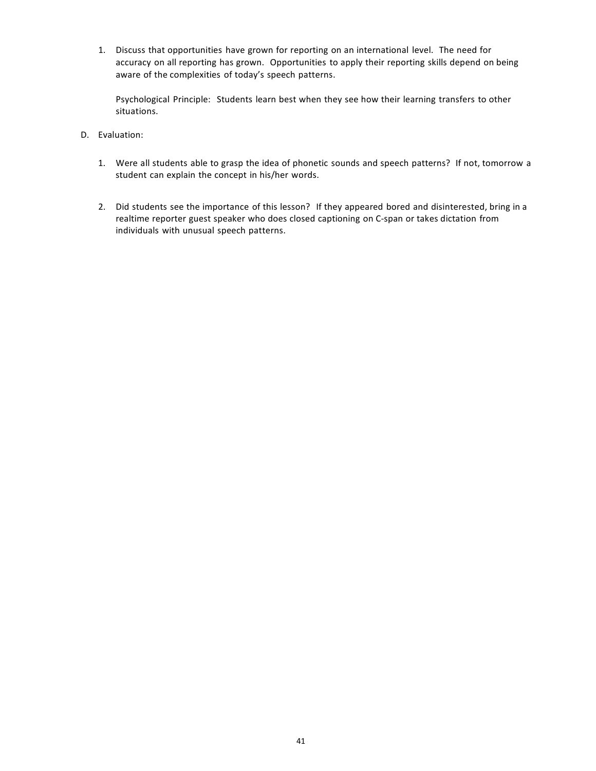1. Discuss that opportunities have grown for reporting on an international level. The need for accuracy on all reporting has grown. Opportunities to apply their reporting skills depend on being aware of the complexities of today's speech patterns.

   Psychological Principle: Students learn best when they see how their learning transfers to other situations.

D. Evaluation:

   1. Were all students able to grasp the idea of phonetic sounds and speech patterns? If not, tomorrow a student can explain the concept in his/her words.

   2. Did students see the importance of this lesson? If they appeared bored and disinterested, bring in a realtime reporter guest speaker who does closed captioning on C-span or takes dictation from individuals with unusual speech patterns.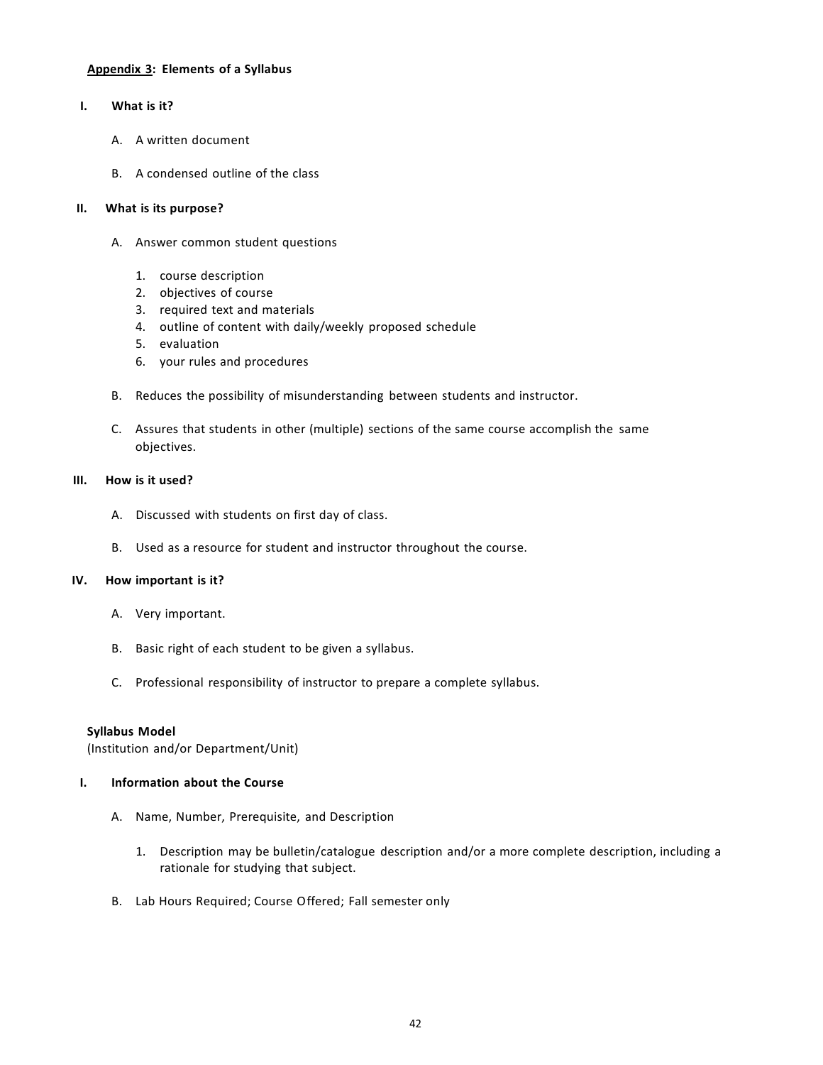## Appendix 3: Elements of a Syllabus

**I. What is it?**

A. A written document

B. A condensed outline of the class

**II. What is its purpose?**

A. Answer common student questions

1. course description
2. objectives of course
3. required text and materials
4. outline of content with daily/weekly proposed schedule
5. evaluation
6. your rules and procedures

B. Reduces the possibility of misunderstanding between students and instructor.

C. Assures that students in other (multiple) sections of the same course accomplish the same objectives.

**III. How is it used?**

A. Discussed with students on first day of class.

B. Used as a resource for student and instructor throughout the course.

**IV. How important is it?**

A. Very important.

B. Basic right of each student to be given a syllabus.

C. Professional responsibility of instructor to prepare a complete syllabus.

**Syllabus Model**
(Institution and/or Department/Unit)

**I. Information about the Course**

A. Name, Number, Prerequisite, and Description

1. Description may be bulletin/catalogue description and/or a more complete description, including a rationale for studying that subject.

B. Lab Hours Required; Course Offered; Fall semester only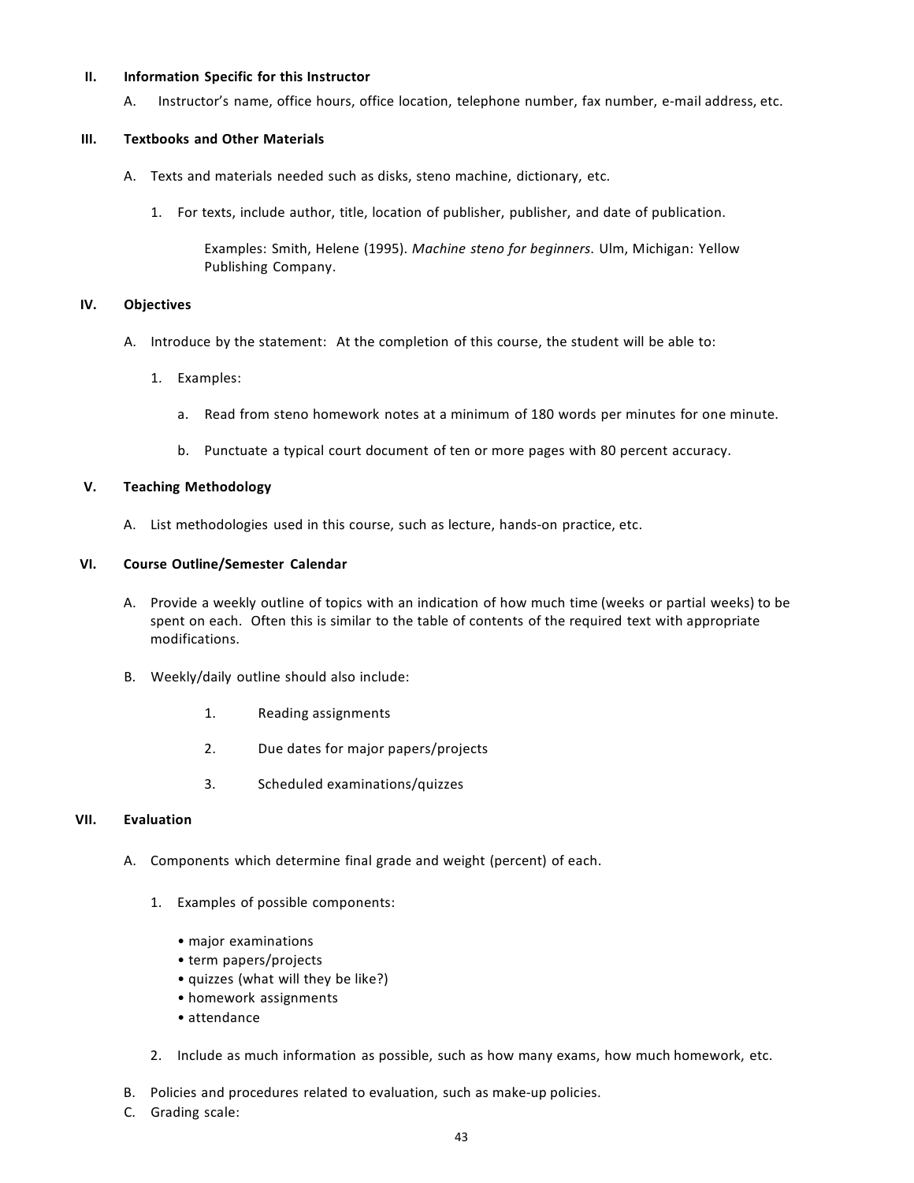## II. Information Specific for this Instructor

A. Instructor's name, office hours, office location, telephone number, fax number, e-mail address, etc.

## III. Textbooks and Other Materials

A. Texts and materials needed such as disks, steno machine, dictionary, etc.

1. For texts, include author, title, location of publisher, publisher, and date of publication.

   Examples: Smith, Helene (1995). *Machine steno for beginners*. Ulm, Michigan: Yellow Publishing Company.

## IV. Objectives

A. Introduce by the statement: At the completion of this course, the student will be able to:

1. Examples:

   a. Read from steno homework notes at a minimum of 180 words per minutes for one minute.

   b. Punctuate a typical court document of ten or more pages with 80 percent accuracy.

## V. Teaching Methodology

A. List methodologies used in this course, such as lecture, hands-on practice, etc.

## VI. Course Outline/Semester Calendar

A. Provide a weekly outline of topics with an indication of how much time (weeks or partial weeks) to be spent on each. Often this is similar to the table of contents of the required text with appropriate modifications.

B. Weekly/daily outline should also include:

1. Reading assignments
2. Due dates for major papers/projects
3. Scheduled examinations/quizzes

## VII. Evaluation

A. Components which determine final grade and weight (percent) of each.

1. Examples of possible components:

   - major examinations
   - term papers/projects
   - quizzes (what will they be like?)
   - homework assignments
   - attendance

2. Include as much information as possible, such as how many exams, how much homework, etc.

B. Policies and procedures related to evaluation, such as make-up policies.

C. Grading scale: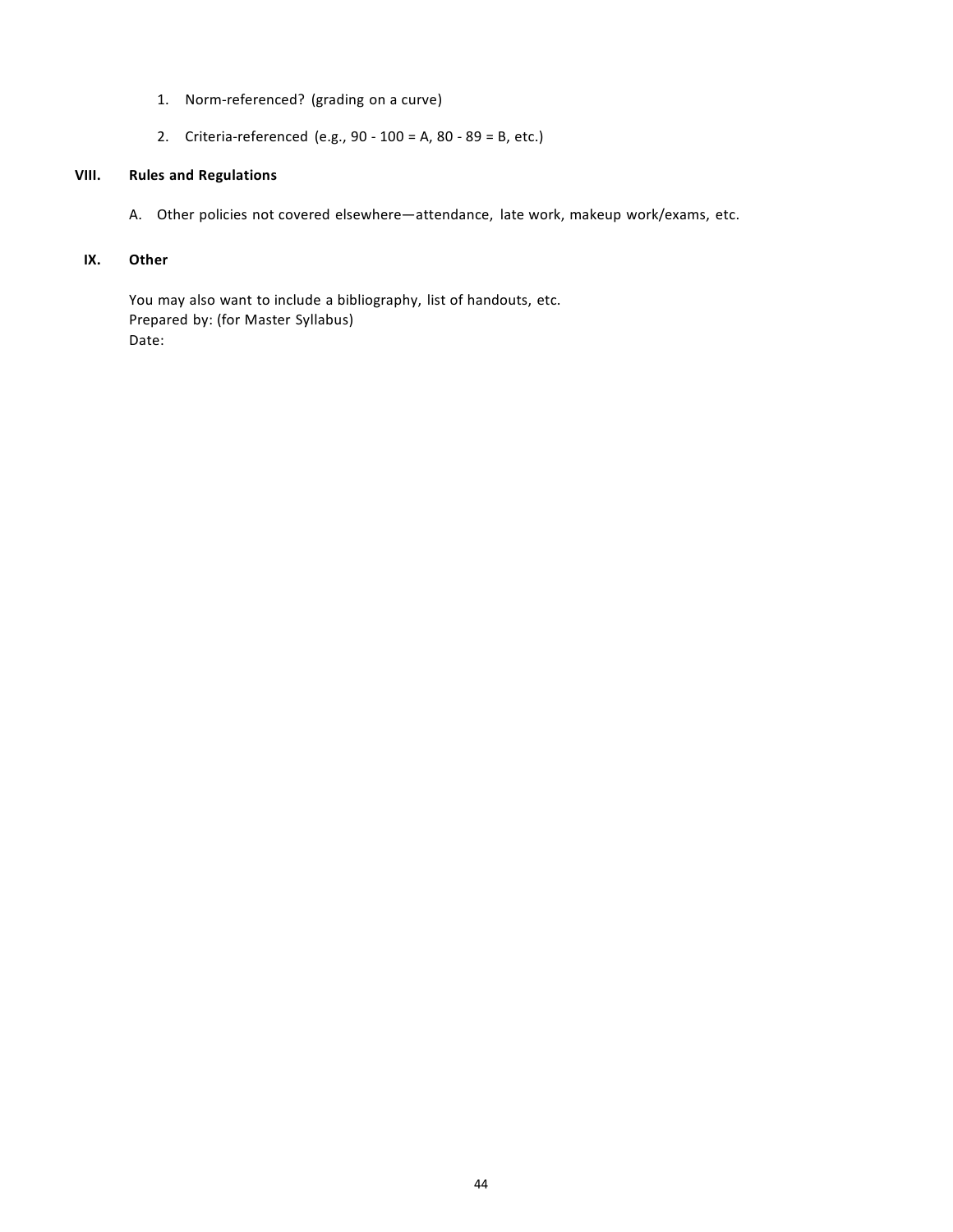1. Norm-referenced? (grading on a curve)

2. Criteria-referenced (e.g., 90 - 100 = A, 80 - 89 = B, etc.)

## VIII. Rules and Regulations

A. Other policies not covered elsewhere—attendance, late work, makeup work/exams, etc.

## IX. Other

You may also want to include a bibliography, list of handouts, etc.
Prepared by: (for Master Syllabus)
Date: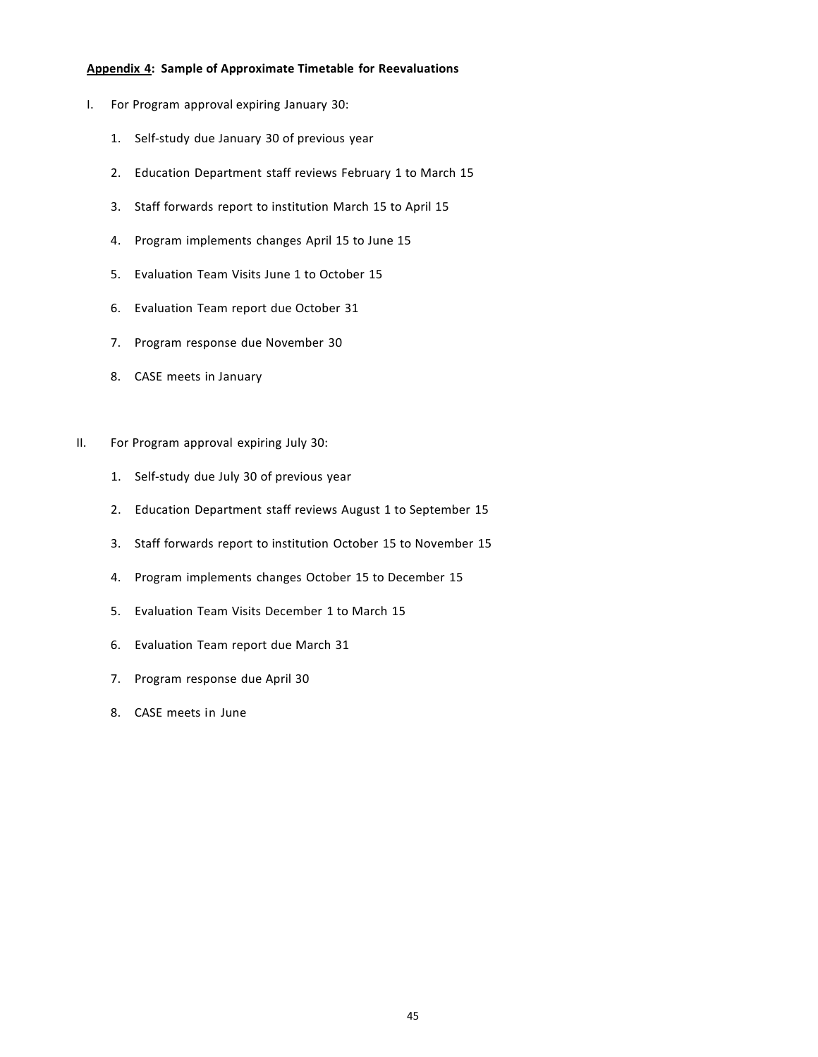**Appendix 4: Sample of Approximate Timetable for Reevaluations**

I. For Program approval expiring January 30:

1. Self-study due January 30 of previous year
2. Education Department staff reviews February 1 to March 15
3. Staff forwards report to institution March 15 to April 15
4. Program implements changes April 15 to June 15
5. Evaluation Team Visits June 1 to October 15
6. Evaluation Team report due October 31
7. Program response due November 30
8. CASE meets in January

II. For Program approval expiring July 30:

1. Self-study due July 30 of previous year
2. Education Department staff reviews August 1 to September 15
3. Staff forwards report to institution October 15 to November 15
4. Program implements changes October 15 to December 15
5. Evaluation Team Visits December 1 to March 15
6. Evaluation Team report due March 31
7. Program response due April 30
8. CASE meets in June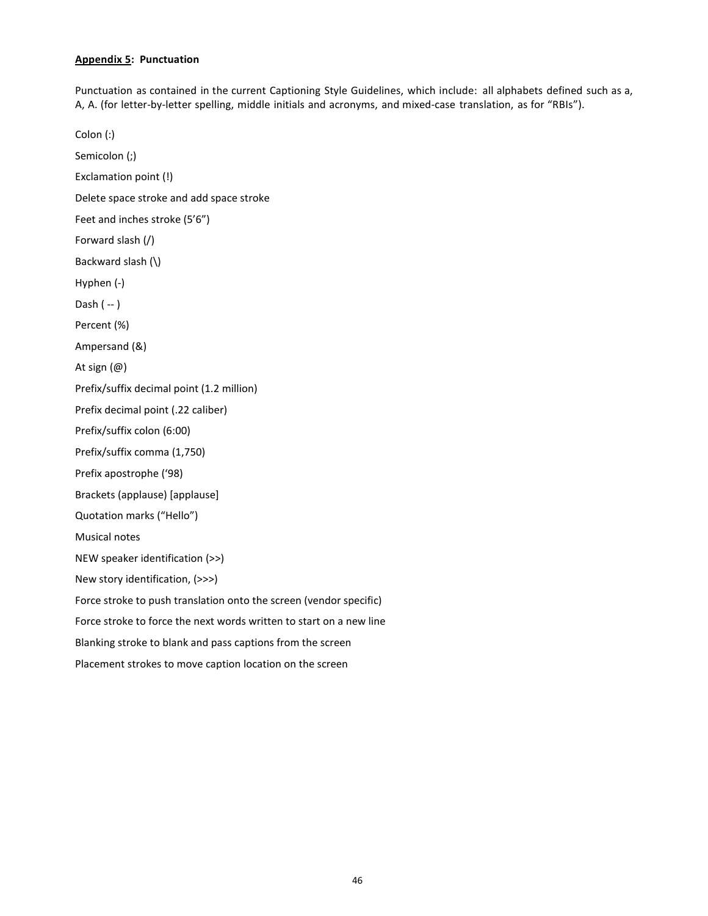**Appendix 5: Punctuation**

Punctuation as contained in the current Captioning Style Guidelines, which include: all alphabets defined such as a, A, A. (for letter-by-letter spelling, middle initials and acronyms, and mixed-case translation, as for "RBIs").

Colon (:)

Semicolon (;)

Exclamation point (!)

Delete space stroke and add space stroke

Feet and inches stroke (5'6")

Forward slash (/)

Backward slash (\)

Hyphen (-)

Dash ( -- )

Percent (%)

Ampersand (&)

At sign (@)

Prefix/suffix decimal point (1.2 million)

Prefix decimal point (.22 caliber)

Prefix/suffix colon (6:00)

Prefix/suffix comma (1,750)

Prefix apostrophe ('98)

Brackets (applause) [applause]

Quotation marks ("Hello")

Musical notes

NEW speaker identification (>>)

New story identification, (>>>)

Force stroke to push translation onto the screen (vendor specific)

Force stroke to force the next words written to start on a new line

Blanking stroke to blank and pass captions from the screen

Placement strokes to move caption location on the screen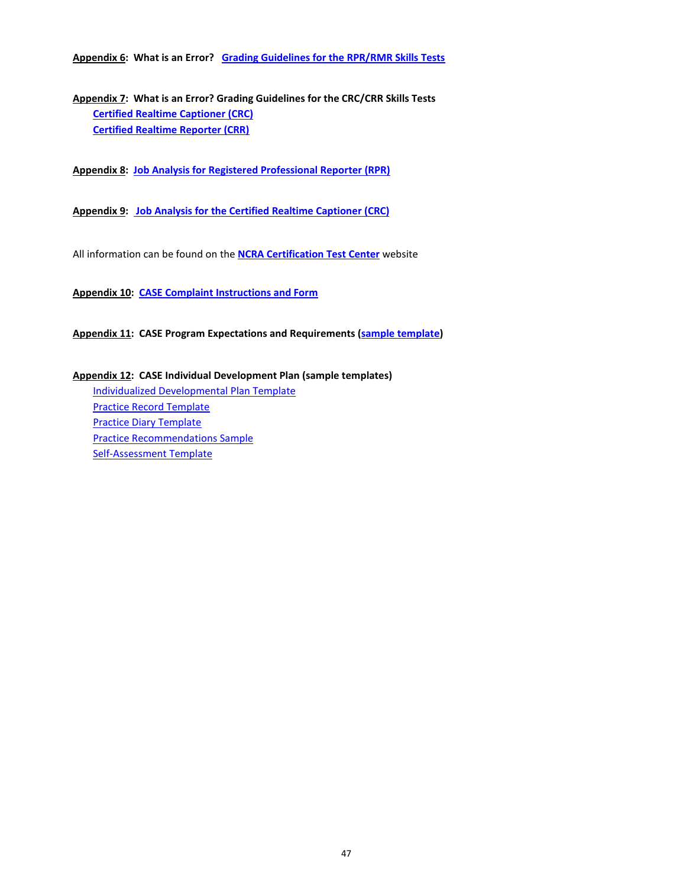**Appendix 6: What is an Error? Grading Guidelines for the RPR/RMR Skills Tests**

**Appendix 7: What is an Error? Grading Guidelines for the CRC/CRR Skills Tests**

- **Certified Realtime Captioner (CRC)**
- **Certified Realtime Reporter (CRR)**

**Appendix 8: Job Analysis for Registered Professional Reporter (RPR)**

**Appendix 9: Job Analysis for the Certified Realtime Captioner (CRC)**

All information can be found on the **NCRA Certification Test Center** website

**Appendix 10: CASE Complaint Instructions and Form**

**Appendix 11: CASE Program Expectations and Requirements (sample template)**

**Appendix 12: CASE Individual Development Plan (sample templates)**

- Individualized Developmental Plan Template
- Practice Record Template
- Practice Diary Template
- Practice Recommendations Sample
- Self-Assessment Template